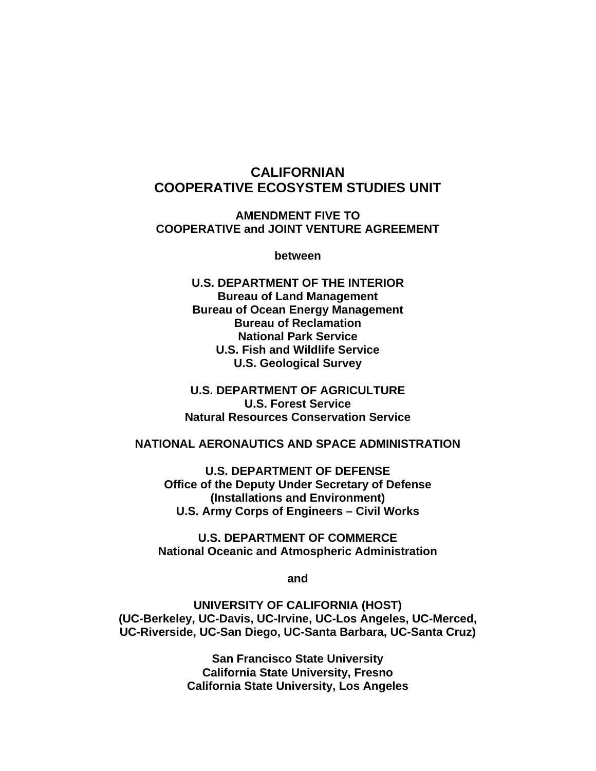# CALIFORNIAN
# COOPERATIVE ECOSYSTEM STUDIES UNIT

## AMENDMENT FIVE TO
## COOPERATIVE and JOINT VENTURE AGREEMENT

**between**

**U.S. DEPARTMENT OF THE INTERIOR**
**Bureau of Land Management**
**Bureau of Ocean Energy Management**
**Bureau of Reclamation**
**National Park Service**
**U.S. Fish and Wildlife Service**
**U.S. Geological Survey**

**U.S. DEPARTMENT OF AGRICULTURE**
**U.S. Forest Service**
**Natural Resources Conservation Service**

**NATIONAL AERONAUTICS AND SPACE ADMINISTRATION**

**U.S. DEPARTMENT OF DEFENSE**
**Office of the Deputy Under Secretary of Defense**
**(Installations and Environment)**
**U.S. Army Corps of Engineers – Civil Works**

**U.S. DEPARTMENT OF COMMERCE**
**National Oceanic and Atmospheric Administration**

**and**

**UNIVERSITY OF CALIFORNIA (HOST)**
**(UC-Berkeley, UC-Davis, UC-Irvine, UC-Los Angeles, UC-Merced, UC-Riverside, UC-San Diego, UC-Santa Barbara, UC-Santa Cruz)**

**San Francisco State University**
**California State University, Fresno**
**California State University, Los Angeles**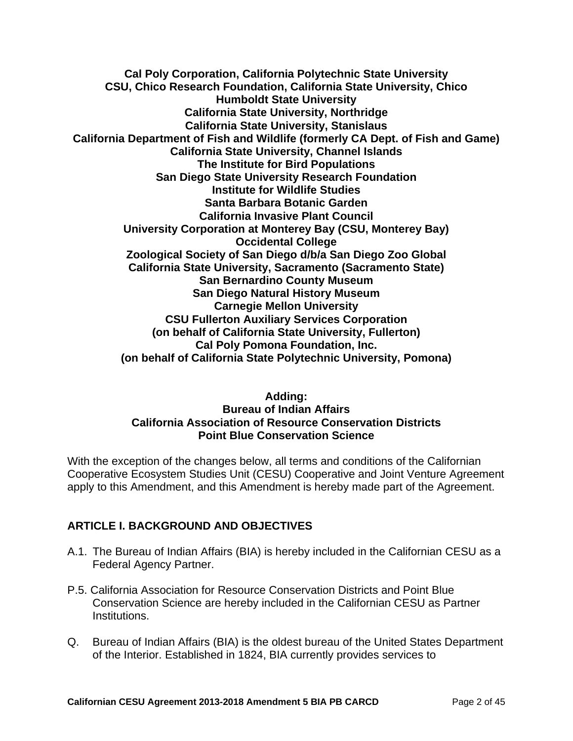**Cal Poly Corporation, California Polytechnic State University**
**CSU, Chico Research Foundation, California State University, Chico**
**Humboldt State University**
**California State University, Northridge**
**California State University, Stanislaus**
**California Department of Fish and Wildlife (formerly CA Dept. of Fish and Game)**
**California State University, Channel Islands**
**The Institute for Bird Populations**
**San Diego State University Research Foundation**
**Institute for Wildlife Studies**
**Santa Barbara Botanic Garden**
**California Invasive Plant Council**
**University Corporation at Monterey Bay (CSU, Monterey Bay)**
**Occidental College**
**Zoological Society of San Diego d/b/a San Diego Zoo Global**
**California State University, Sacramento (Sacramento State)**
**San Bernardino County Museum**
**San Diego Natural History Museum**
**Carnegie Mellon University**
**CSU Fullerton Auxiliary Services Corporation**
**(on behalf of California State University, Fullerton)**
**Cal Poly Pomona Foundation, Inc.**
**(on behalf of California State Polytechnic University, Pomona)**

**Adding:**
**Bureau of Indian Affairs**
**California Association of Resource Conservation Districts**
**Point Blue Conservation Science**

With the exception of the changes below, all terms and conditions of the Californian Cooperative Ecosystem Studies Unit (CESU) Cooperative and Joint Venture Agreement apply to this Amendment, and this Amendment is hereby made part of the Agreement.

## ARTICLE I. BACKGROUND AND OBJECTIVES

A.1. The Bureau of Indian Affairs (BIA) is hereby included in the Californian CESU as a Federal Agency Partner.

P.5. California Association for Resource Conservation Districts and Point Blue Conservation Science are hereby included in the Californian CESU as Partner Institutions.

Q. Bureau of Indian Affairs (BIA) is the oldest bureau of the United States Department of the Interior. Established in 1824, BIA currently provides services to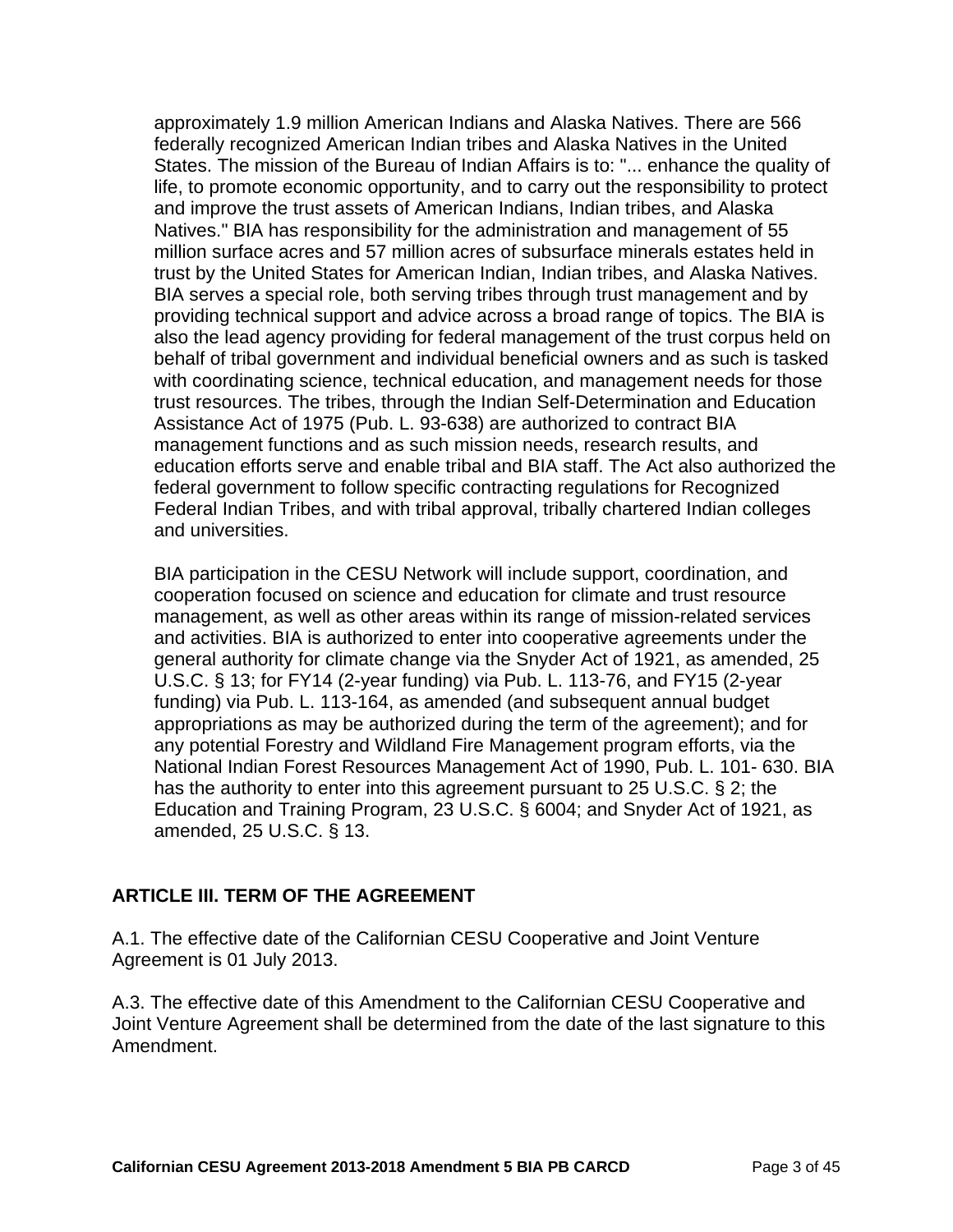approximately 1.9 million American Indians and Alaska Natives. There are 566 federally recognized American Indian tribes and Alaska Natives in the United States. The mission of the Bureau of Indian Affairs is to: "... enhance the quality of life, to promote economic opportunity, and to carry out the responsibility to protect and improve the trust assets of American Indians, Indian tribes, and Alaska Natives." BIA has responsibility for the administration and management of 55 million surface acres and 57 million acres of subsurface minerals estates held in trust by the United States for American Indian, Indian tribes, and Alaska Natives. BIA serves a special role, both serving tribes through trust management and by providing technical support and advice across a broad range of topics. The BIA is also the lead agency providing for federal management of the trust corpus held on behalf of tribal government and individual beneficial owners and as such is tasked with coordinating science, technical education, and management needs for those trust resources. The tribes, through the Indian Self-Determination and Education Assistance Act of 1975 (Pub. L. 93-638) are authorized to contract BIA management functions and as such mission needs, research results, and education efforts serve and enable tribal and BIA staff. The Act also authorized the federal government to follow specific contracting regulations for Recognized Federal Indian Tribes, and with tribal approval, tribally chartered Indian colleges and universities.

BIA participation in the CESU Network will include support, coordination, and cooperation focused on science and education for climate and trust resource management, as well as other areas within its range of mission-related services and activities. BIA is authorized to enter into cooperative agreements under the general authority for climate change via the Snyder Act of 1921, as amended, 25 U.S.C. § 13; for FY14 (2-year funding) via Pub. L. 113-76, and FY15 (2-year funding) via Pub. L. 113-164, as amended (and subsequent annual budget appropriations as may be authorized during the term of the agreement); and for any potential Forestry and Wildland Fire Management program efforts, via the National Indian Forest Resources Management Act of 1990, Pub. L. 101- 630. BIA has the authority to enter into this agreement pursuant to 25 U.S.C. § 2; the Education and Training Program, 23 U.S.C. § 6004; and Snyder Act of 1921, as amended, 25 U.S.C. § 13.

## ARTICLE III. TERM OF THE AGREEMENT

A.1. The effective date of the Californian CESU Cooperative and Joint Venture Agreement is 01 July 2013.

A.3. The effective date of this Amendment to the Californian CESU Cooperative and Joint Venture Agreement shall be determined from the date of the last signature to this Amendment.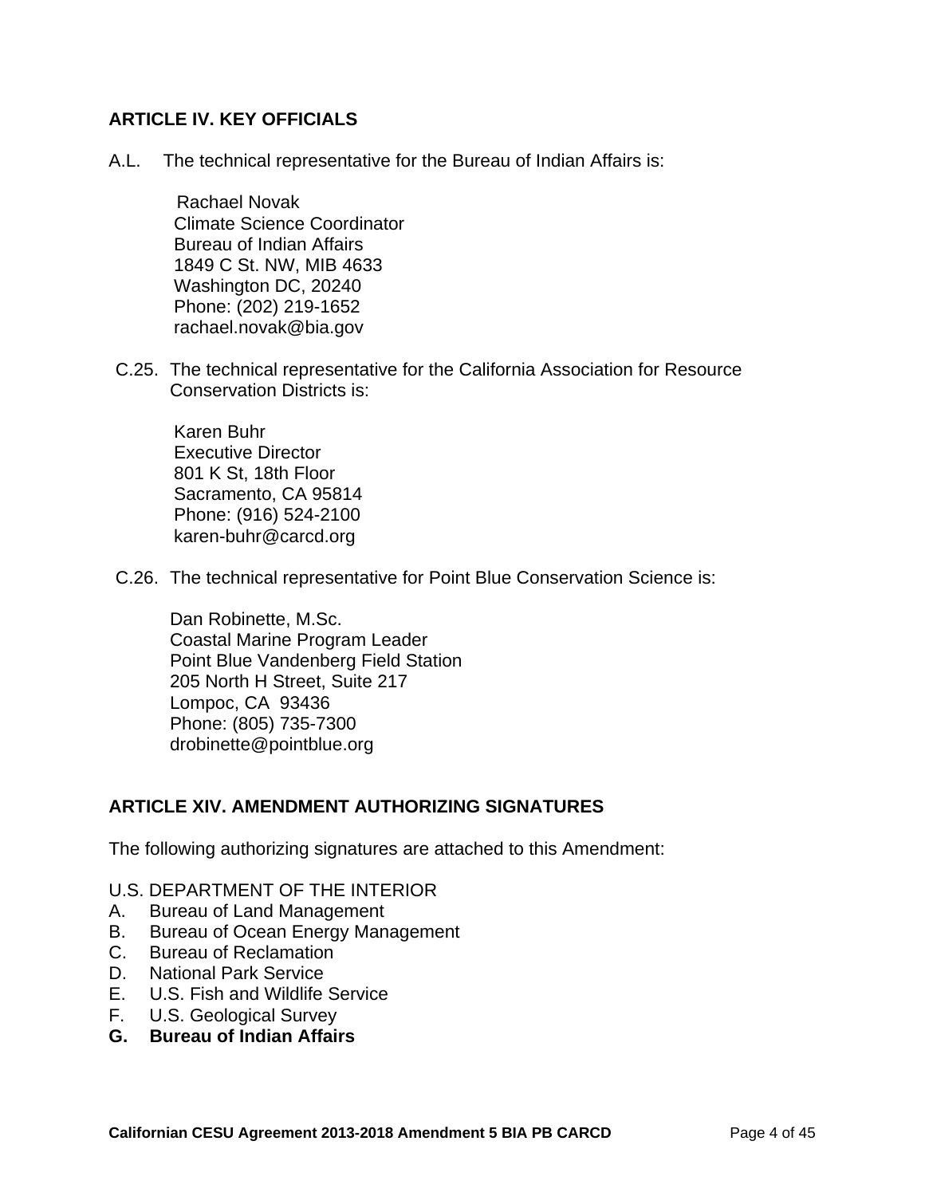### ARTICLE IV. KEY OFFICIALS

A.L. The technical representative for the Bureau of Indian Affairs is:

Rachael Novak
Climate Science Coordinator
Bureau of Indian Affairs
1849 C St. NW, MIB 4633
Washington DC, 20240
Phone: (202) 219-1652
rachael.novak@bia.gov

C.25. The technical representative for the California Association for Resource Conservation Districts is:

Karen Buhr
Executive Director
801 K St, 18th Floor
Sacramento, CA 95814
Phone: (916) 524-2100
karen-buhr@carcd.org

C.26. The technical representative for Point Blue Conservation Science is:

Dan Robinette, M.Sc.
Coastal Marine Program Leader
Point Blue Vandenberg Field Station
205 North H Street, Suite 217
Lompoc, CA 93436
Phone: (805) 735-7300
drobinette@pointblue.org

### ARTICLE XIV. AMENDMENT AUTHORIZING SIGNATURES

The following authorizing signatures are attached to this Amendment:

U.S. DEPARTMENT OF THE INTERIOR

A. Bureau of Land Management
B. Bureau of Ocean Energy Management
C. Bureau of Reclamation
D. National Park Service
E. U.S. Fish and Wildlife Service
F. U.S. Geological Survey
**G. Bureau of Indian Affairs**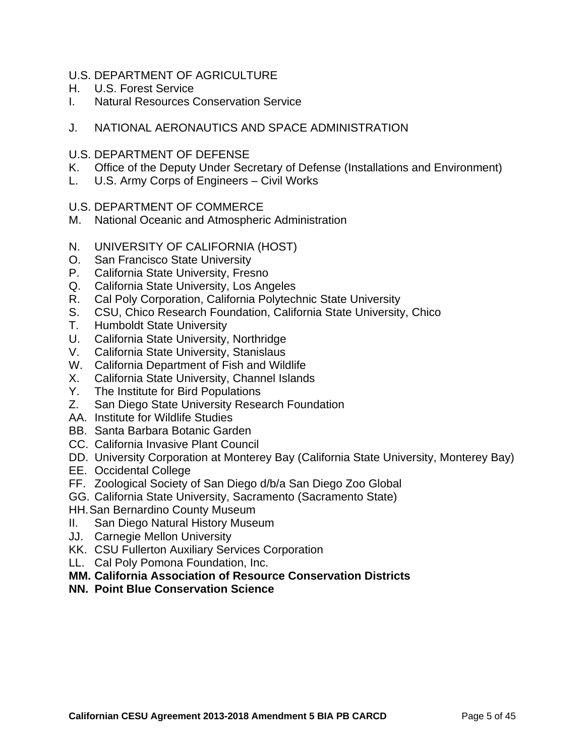U.S. DEPARTMENT OF AGRICULTURE

H. U.S. Forest Service

I. Natural Resources Conservation Service

J. NATIONAL AERONAUTICS AND SPACE ADMINISTRATION

U.S. DEPARTMENT OF DEFENSE

K. Office of the Deputy Under Secretary of Defense (Installations and Environment)

L. U.S. Army Corps of Engineers – Civil Works

U.S. DEPARTMENT OF COMMERCE

M. National Oceanic and Atmospheric Administration

N. UNIVERSITY OF CALIFORNIA (HOST)

O. San Francisco State University

P. California State University, Fresno

Q. California State University, Los Angeles

R. Cal Poly Corporation, California Polytechnic State University

S. CSU, Chico Research Foundation, California State University, Chico

T. Humboldt State University

U. California State University, Northridge

V. California State University, Stanislaus

W. California Department of Fish and Wildlife

X. California State University, Channel Islands

Y. The Institute for Bird Populations

Z. San Diego State University Research Foundation

AA. Institute for Wildlife Studies

BB. Santa Barbara Botanic Garden

CC. California Invasive Plant Council

DD. University Corporation at Monterey Bay (California State University, Monterey Bay)

EE. Occidental College

FF. Zoological Society of San Diego d/b/a San Diego Zoo Global

GG. California State University, Sacramento (Sacramento State)

HH. San Bernardino County Museum

II. San Diego Natural History Museum

JJ. Carnegie Mellon University

KK. CSU Fullerton Auxiliary Services Corporation

LL. Cal Poly Pomona Foundation, Inc.

**MM. California Association of Resource Conservation Districts**

**NN. Point Blue Conservation Science**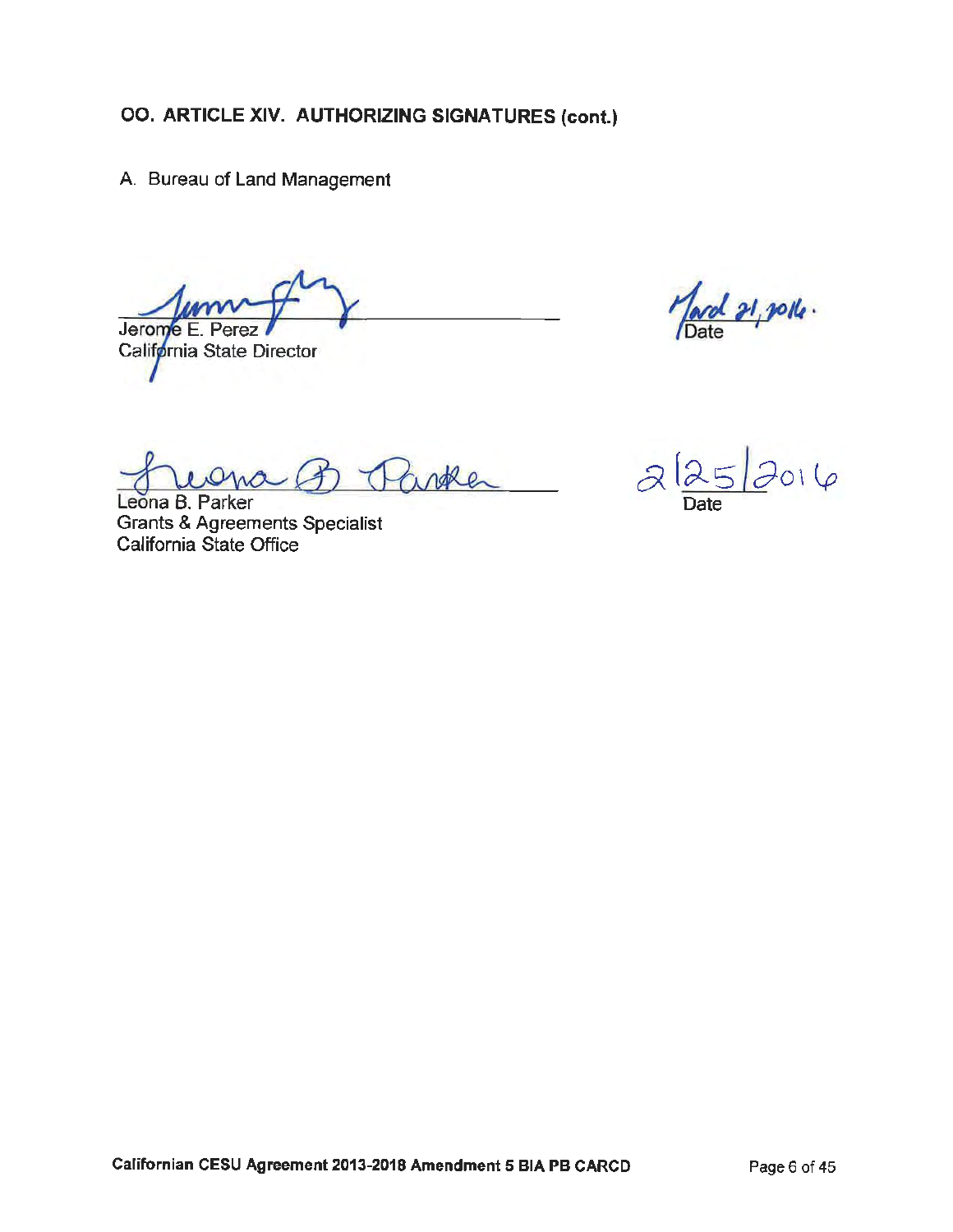## OO. ARTICLE XIV. AUTHORIZING SIGNATURES (cont.)

A. Bureau of Land Management

Jerome E. Perez
California State Director

March 21, 2016.
Date

Leona B. Parker
Grants & Agreements Specialist
California State Office

2/25/2016
Date

Californian CESU Agreement 2013-2018 Amendment 5 BIA PB CARCD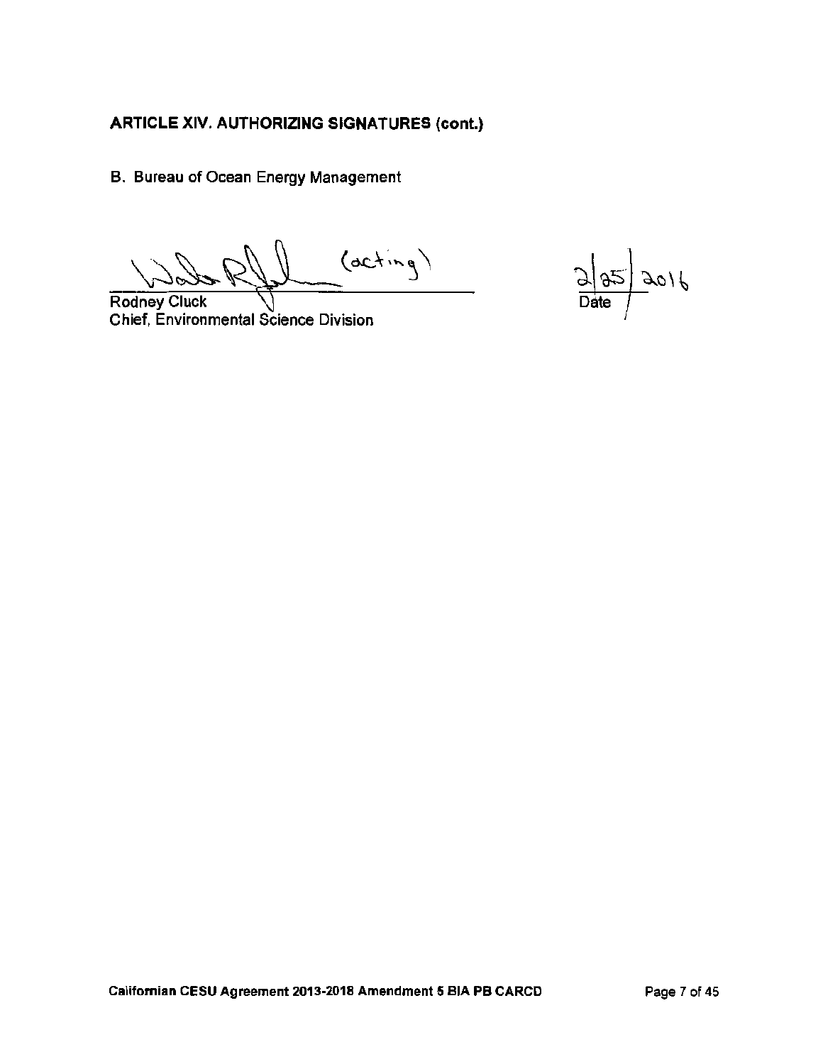**ARTICLE XIV. AUTHORIZING SIGNATURES (cont.)**

B. Bureau of Ocean Energy Management

(acting)

Rodney Cluck
Chief, Environmental Science Division

2/25/2016
Date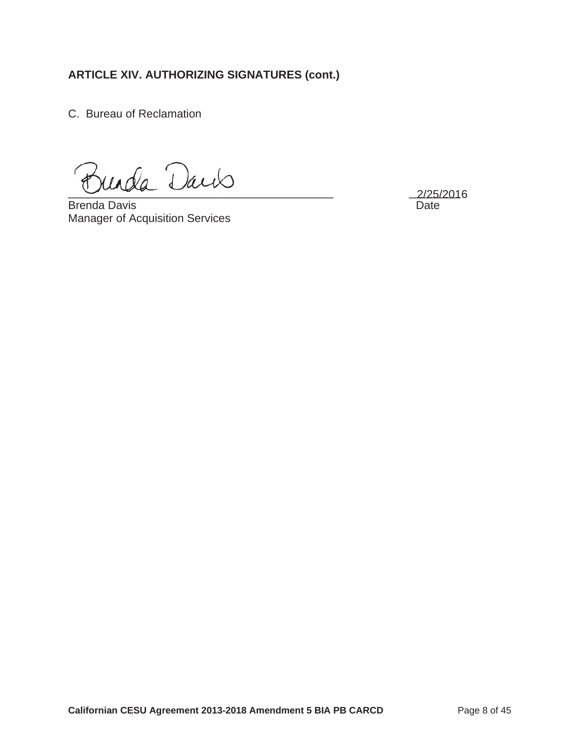**ARTICLE XIV. AUTHORIZING SIGNATURES (cont.)**

C. Bureau of Reclamation

\_\_\_\_\_\_\_\_\_\_\_\_\_\_\_\_\_\_\_\_\_\_\_\_\_\_\_\_\_\_\_\_\_\_\_\_\_\_\_\_ 2/25/2016

Brenda Davis — Date

Manager of Acquisition Services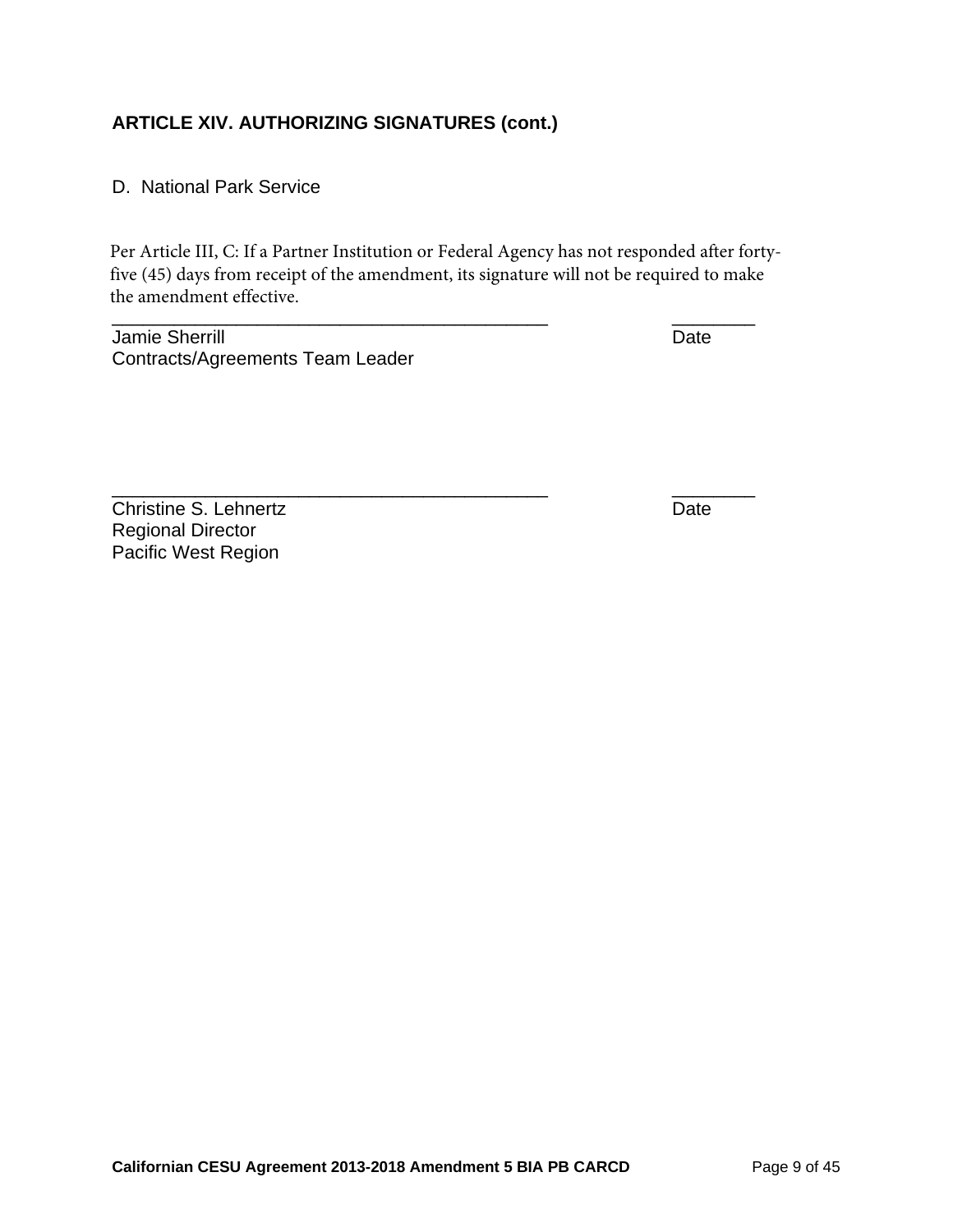### ARTICLE XIV. AUTHORIZING SIGNATURES (cont.)

D. National Park Service

Per Article III, C: If a Partner Institution or Federal Agency has not responded after forty-five (45) days from receipt of the amendment, its signature will not be required to make the amendment effective.

_____________________________________________ ________

Jamie Sherrill Date

Contracts/Agreements Team Leader

_____________________________________________ ________

Christine S. Lehnertz Date

Regional Director

Pacific West Region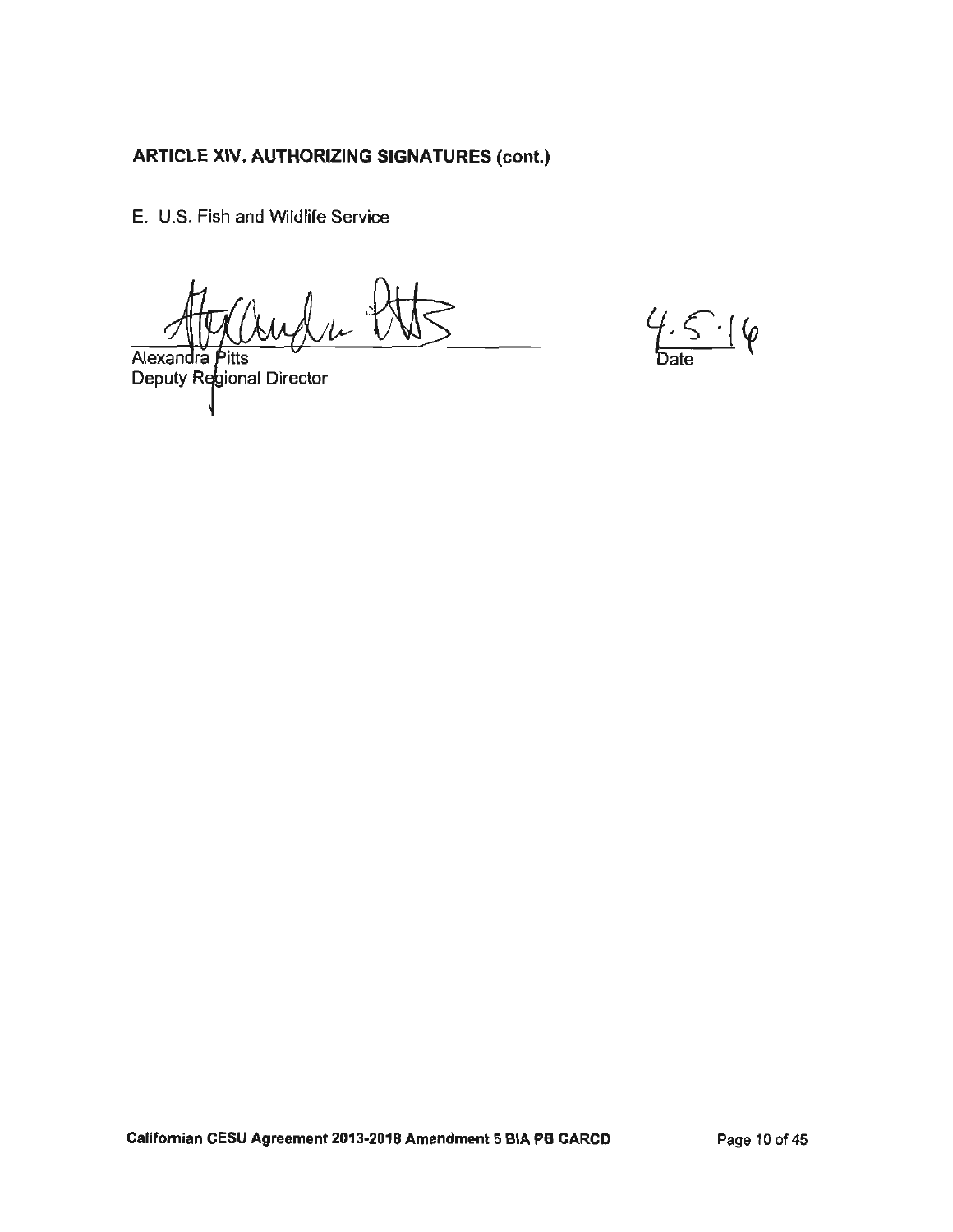**ARTICLE XIV. AUTHORIZING SIGNATURES (cont.)**

E. U.S. Fish and Wildlife Service

Alexandra Pitts
Deputy Regional Director

4.5.16
Date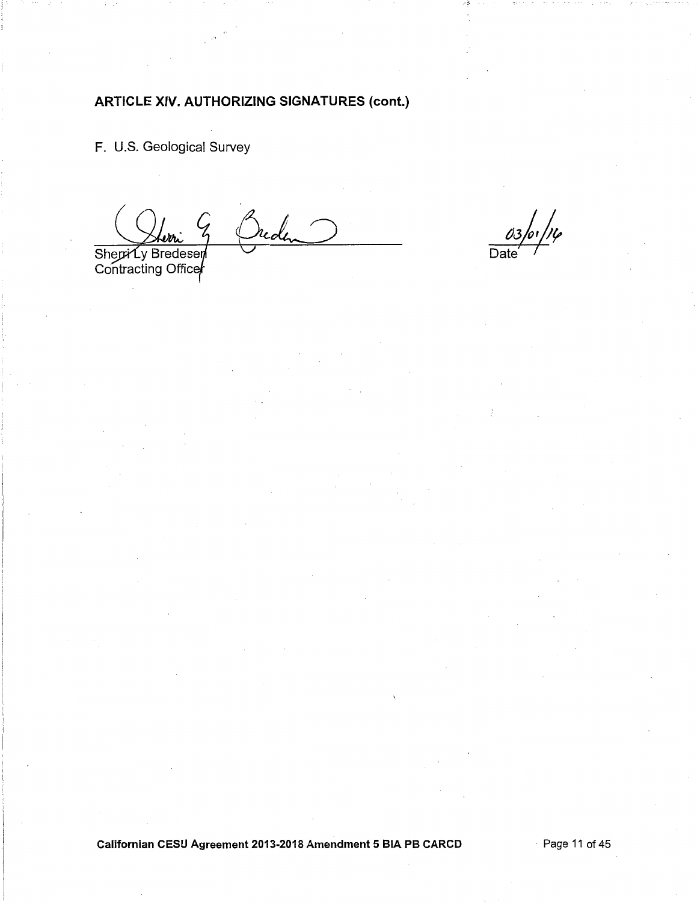## ARTICLE XIV. AUTHORIZING SIGNATURES (cont.)

F. U.S. Geological Survey

Sherri Ly Bredesen
Contracting Officer

03/01/16
Date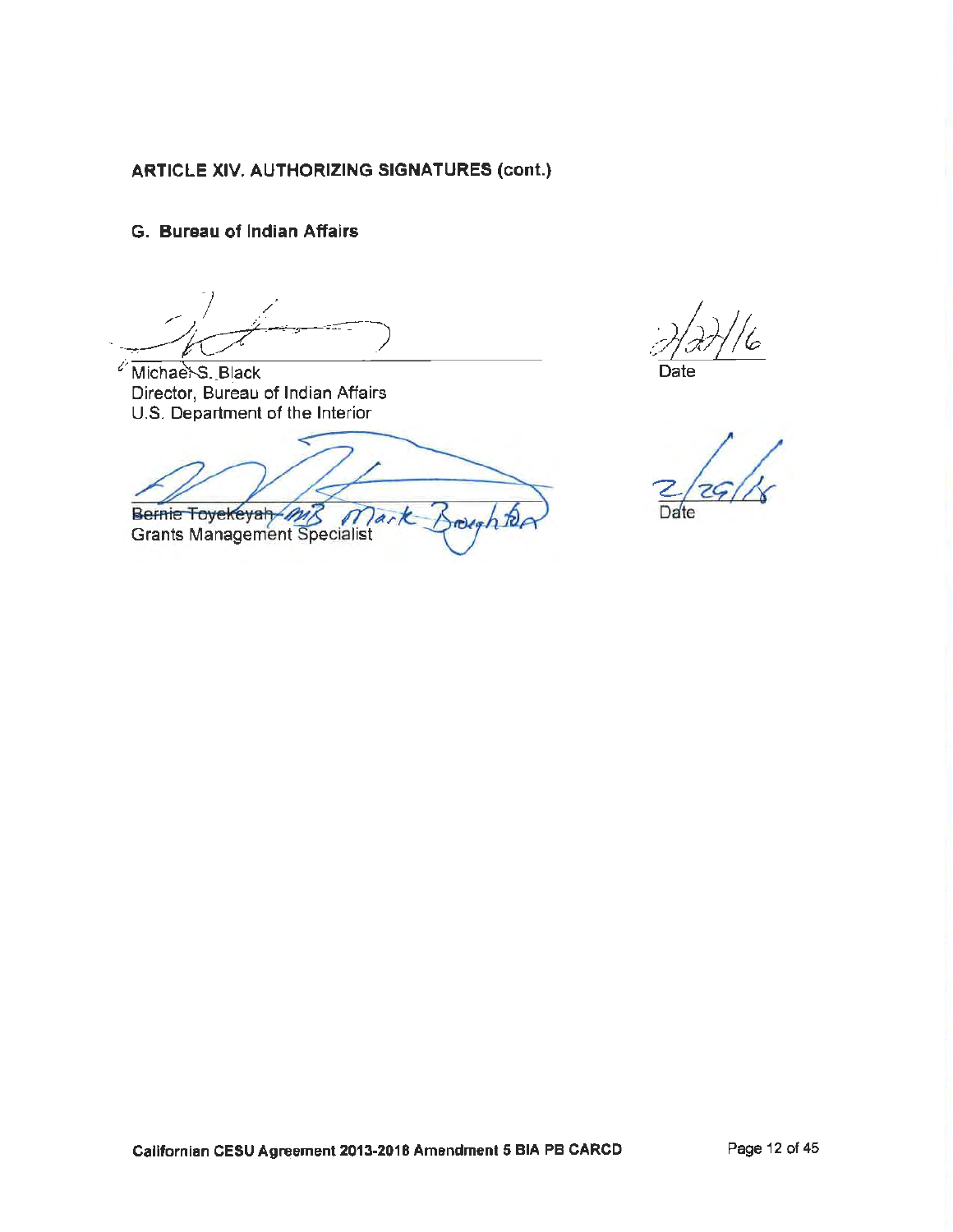**ARTICLE XIV. AUTHORIZING SIGNATURES (cont.)**

**G. Bureau of Indian Affairs**

Michael S. Black
Director, Bureau of Indian Affairs
U.S. Department of the Interior

Date: 2/22/16

~~Bernie Toyekeyah~~ MB Mark Broughton
Grants Management Specialist

Date: 2/29/16

Californian CESU Agreement 2013-2018 Amendment 5 BIA PB CARCD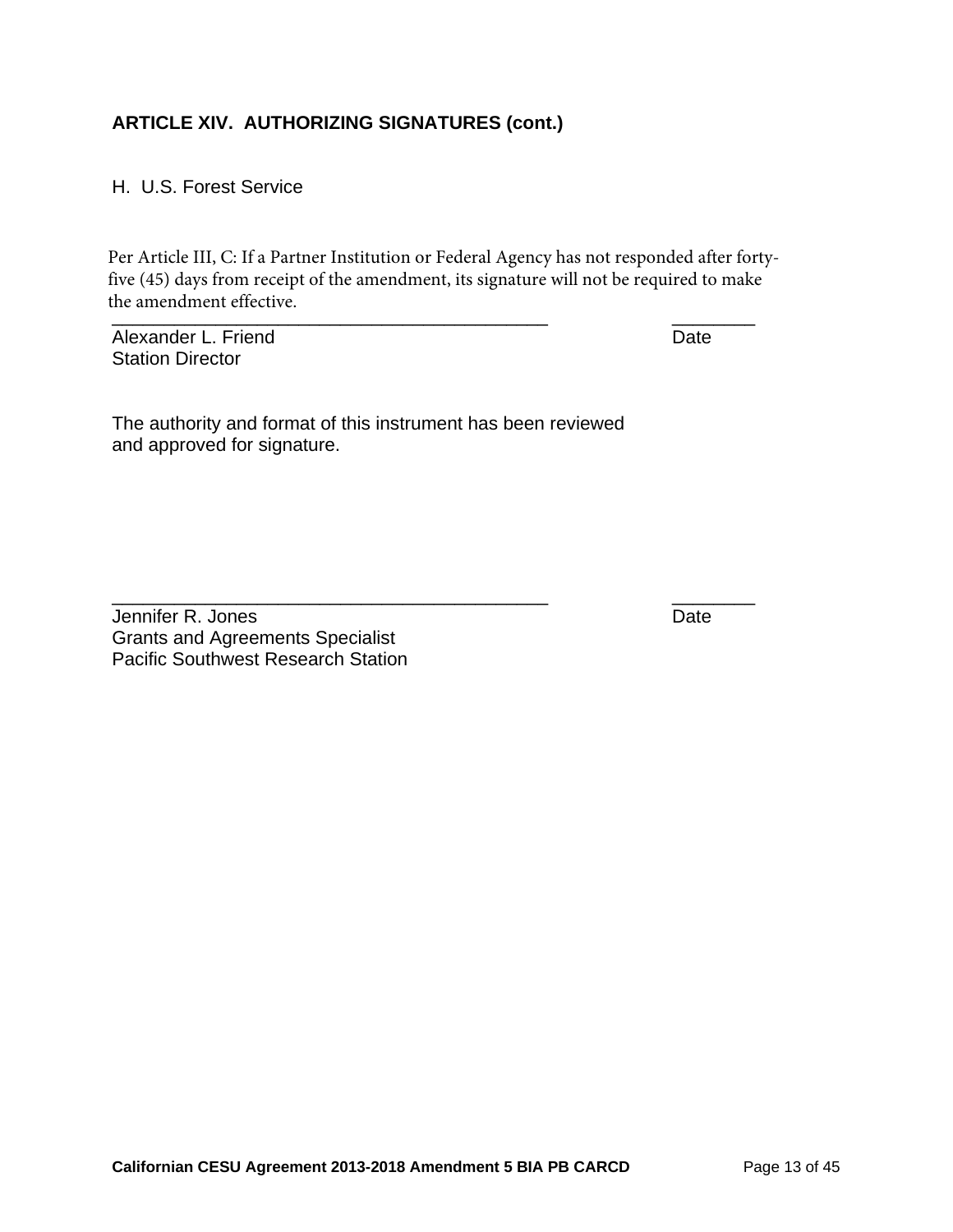### ARTICLE XIV. AUTHORIZING SIGNATURES (cont.)

H. U.S. Forest Service

Per Article III, C: If a Partner Institution or Federal Agency has not responded after forty-five (45) days from receipt of the amendment, its signature will not be required to make the amendment effective.

_____________________________________________ ________

Alexander L. Friend Date
Station Director

The authority and format of this instrument has been reviewed and approved for signature.

_____________________________________________ ________

Jennifer R. Jones Date
Grants and Agreements Specialist
Pacific Southwest Research Station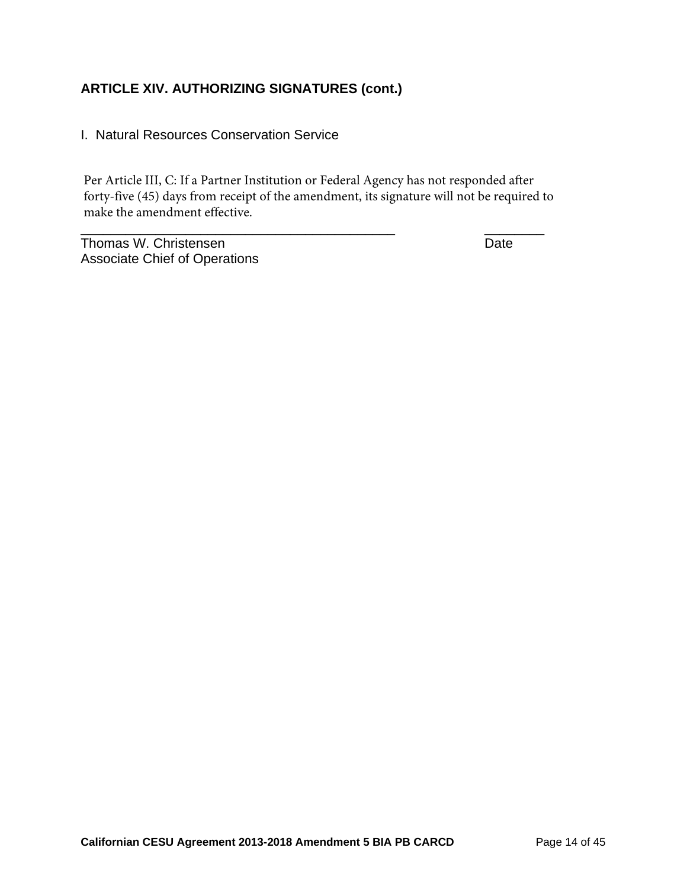## ARTICLE XIV. AUTHORIZING SIGNATURES (cont.)

I. Natural Resources Conservation Service

Per Article III, C: If a Partner Institution or Federal Agency has not responded after forty-five (45) days from receipt of the amendment, its signature will not be required to make the amendment effective.

_____________________________________________ ________

Thomas W. Christensen Date

Associate Chief of Operations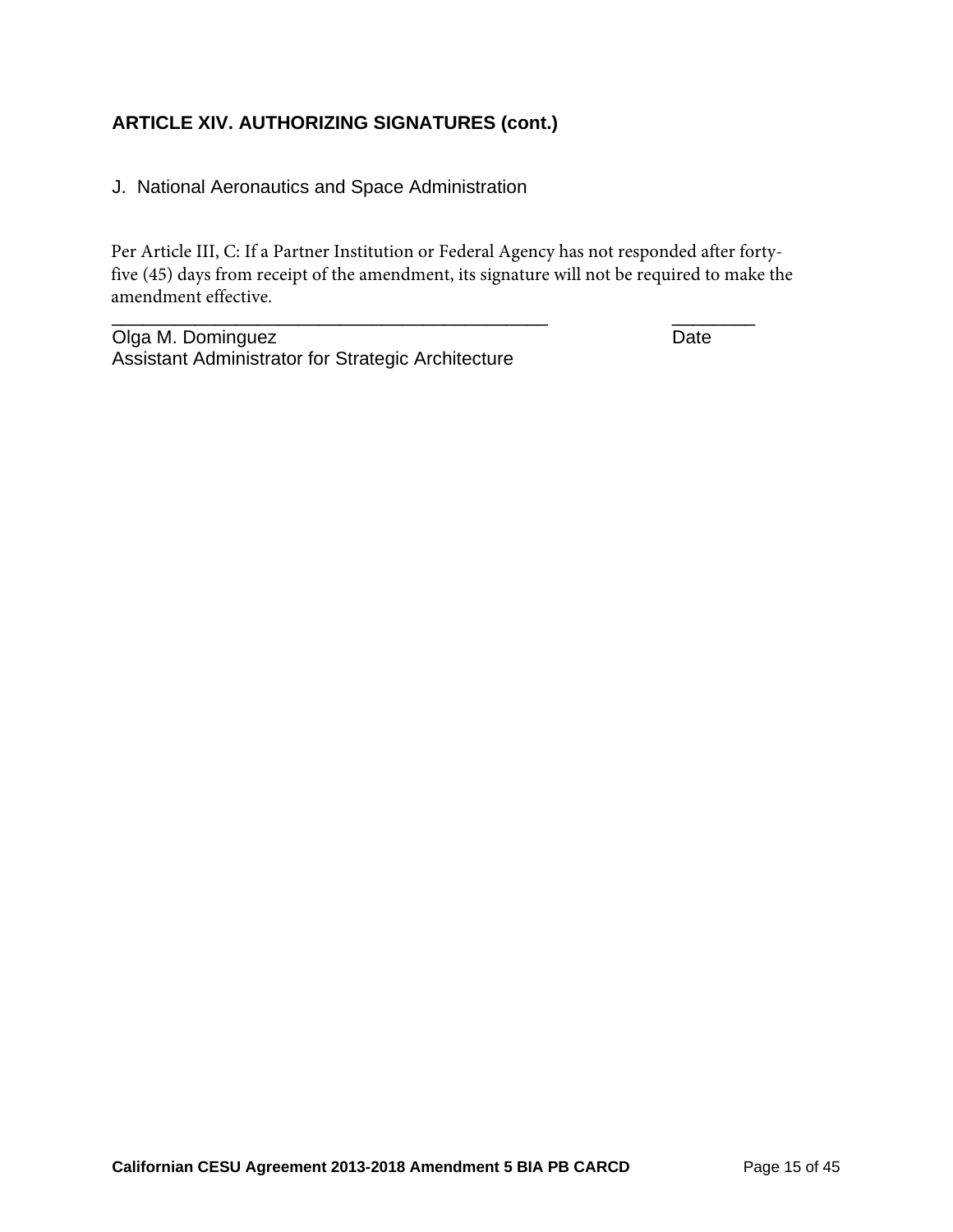## ARTICLE XIV. AUTHORIZING SIGNATURES (cont.)

J. National Aeronautics and Space Administration

Per Article III, C: If a Partner Institution or Federal Agency has not responded after forty-five (45) days from receipt of the amendment, its signature will not be required to make the amendment effective.

_____________________________________________ ________

Olga M. Dominguez Date

Assistant Administrator for Strategic Architecture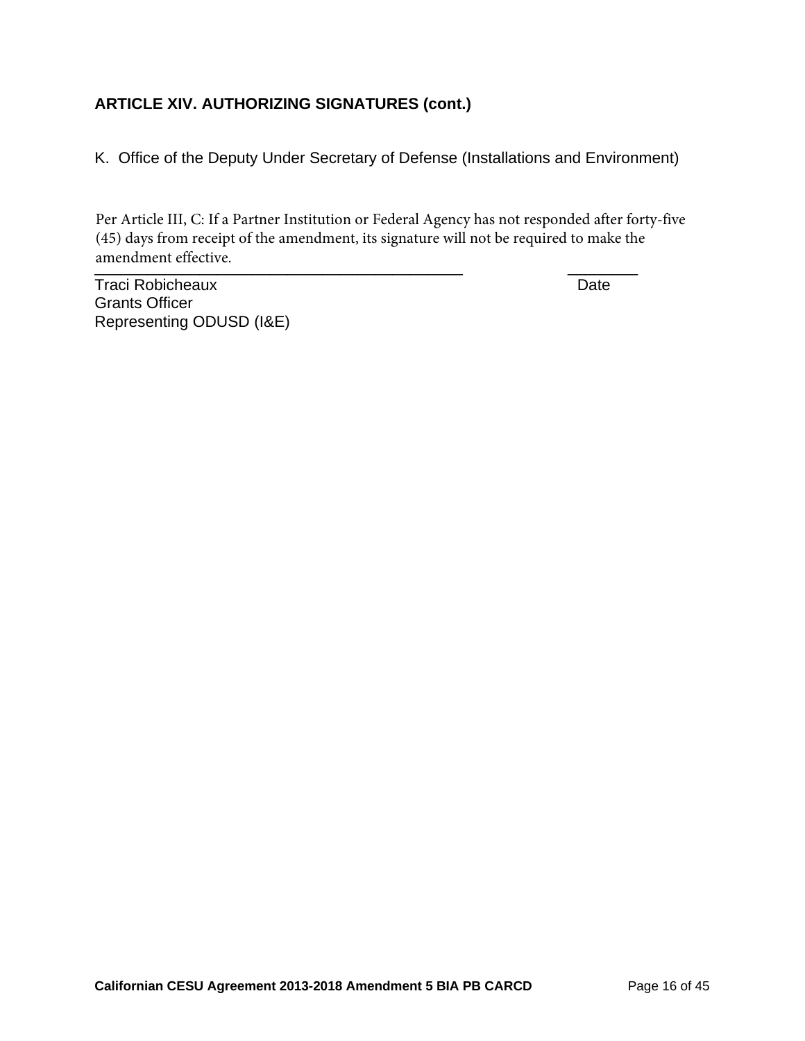## ARTICLE XIV. AUTHORIZING SIGNATURES (cont.)

K. Office of the Deputy Under Secretary of Defense (Installations and Environment)

Per Article III, C: If a Partner Institution or Federal Agency has not responded after forty-five (45) days from receipt of the amendment, its signature will not be required to make the amendment effective.

_______________________________________________ ________

Traci Robicheaux Date
Grants Officer
Representing ODUSD (I&E)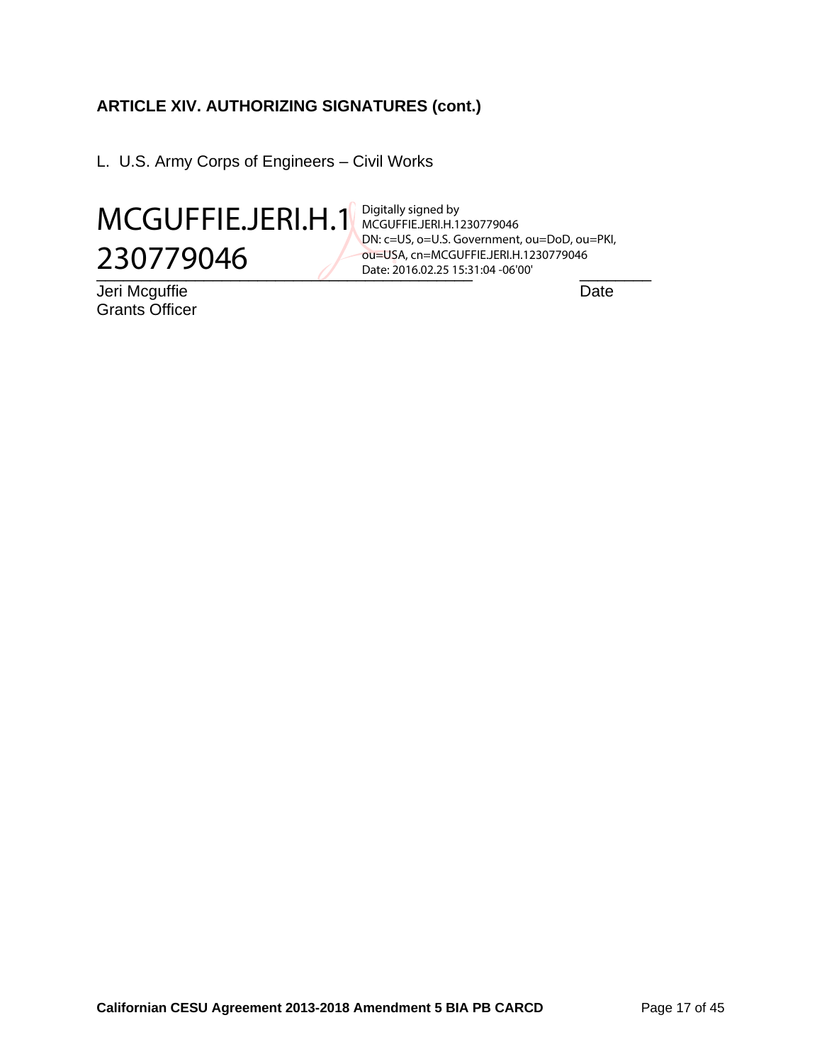**ARTICLE XIV. AUTHORIZING SIGNATURES (cont.)**

L. U.S. Army Corps of Engineers – Civil Works

MCGUFFIE.JERI.H.1230779046

Digitally signed by MCGUFFIE.JERI.H.1230779046
DN: c=US, o=U.S. Government, ou=DoD, ou=PKI, ou=USA, cn=MCGUFFIE.JERI.H.1230779046
Date: 2016.02.25 15:31:04 -06'00'

\_\_\_\_\_\_\_\_\_\_\_\_\_\_\_\_\_\_\_\_\_\_\_\_\_\_\_\_\_\_\_\_\_\_\_\_\_\_\_\_\_\_\_\_ \_\_\_\_\_\_\_\_\_\_

Jeri Mcguffie Date
Grants Officer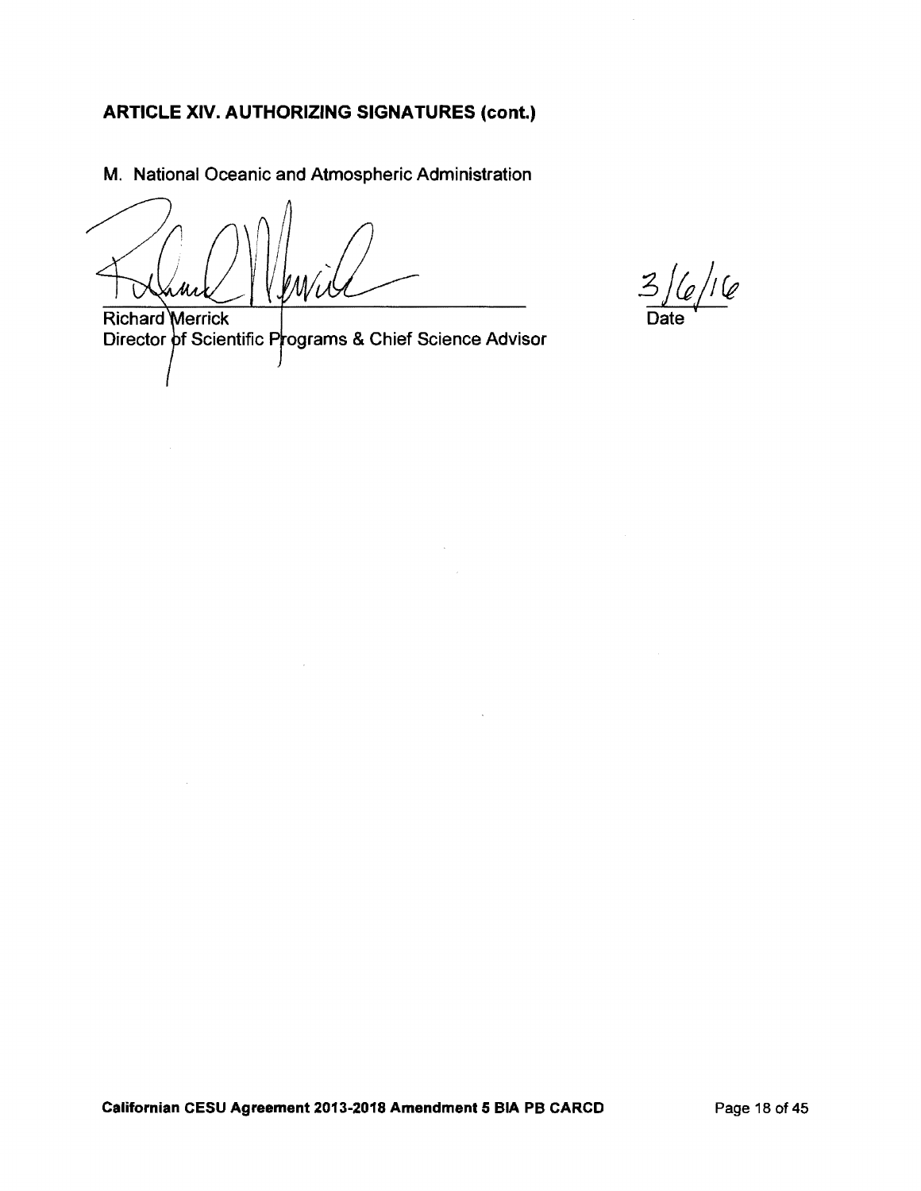**ARTICLE XIV. AUTHORIZING SIGNATURES (cont.)**

M. National Oceanic and Atmospheric Administration

Richard Merrick
Director of Scientific Programs & Chief Science Advisor

3/6/16
Date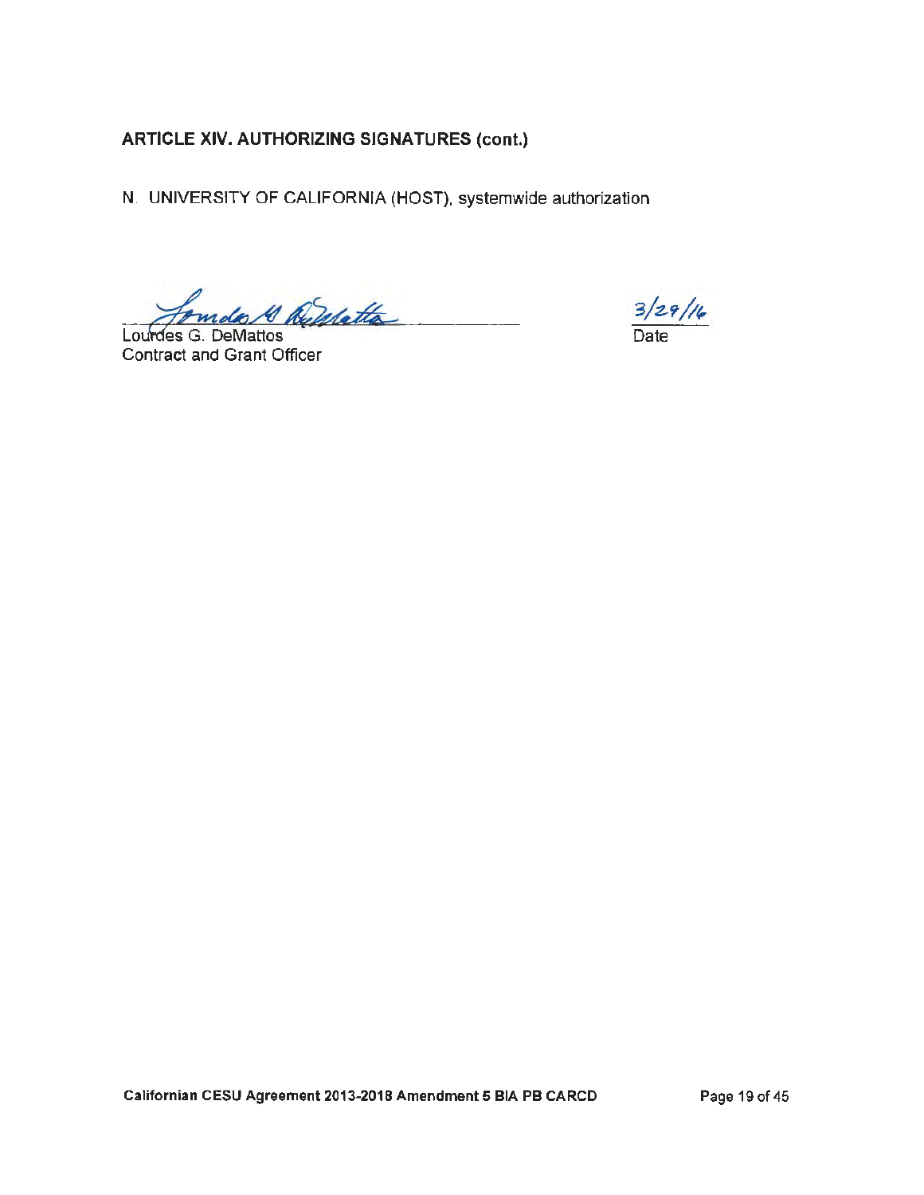## ARTICLE XIV. AUTHORIZING SIGNATURES (cont.)

N. UNIVERSITY OF CALIFORNIA (HOST), systemwide authorization

Lourdes G. DeMattos
Contract and Grant Officer

3/29/16
Date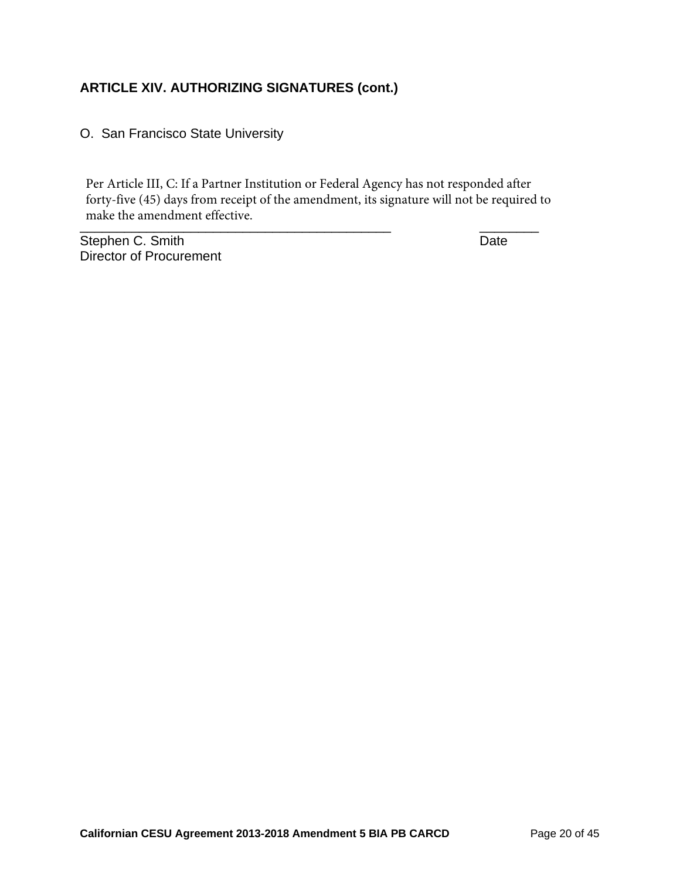### ARTICLE XIV. AUTHORIZING SIGNATURES (cont.)

O. San Francisco State University

Per Article III, C: If a Partner Institution or Federal Agency has not responded after forty-five (45) days from receipt of the amendment, its signature will not be required to make the amendment effective.

_______________________________________________ ________

Stephen C. Smith Date

Director of Procurement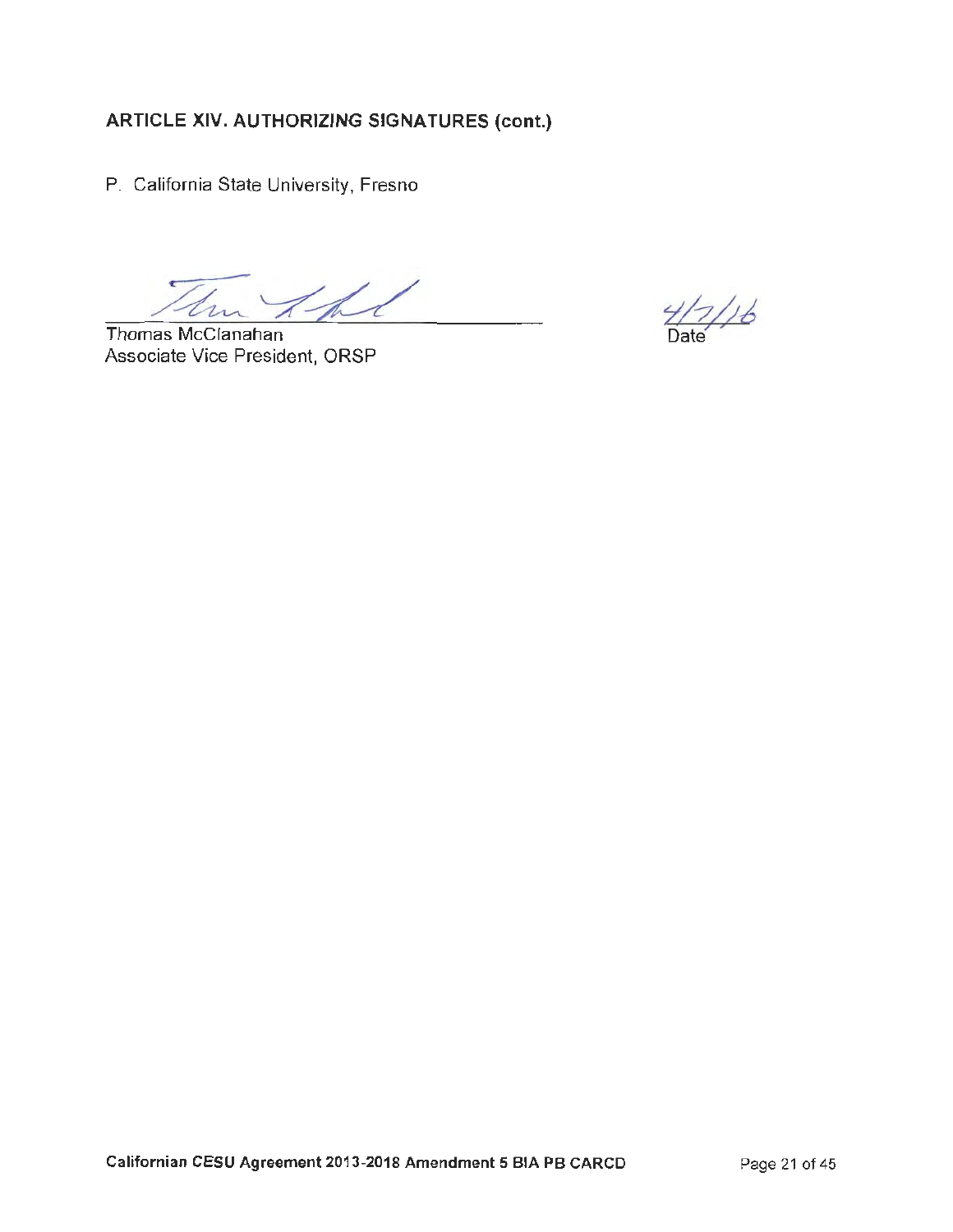**ARTICLE XIV. AUTHORIZING SIGNATURES (cont.)**

P. California State University, Fresno

Thomas McClanahan
Associate Vice President, ORSP

4/7/16
Date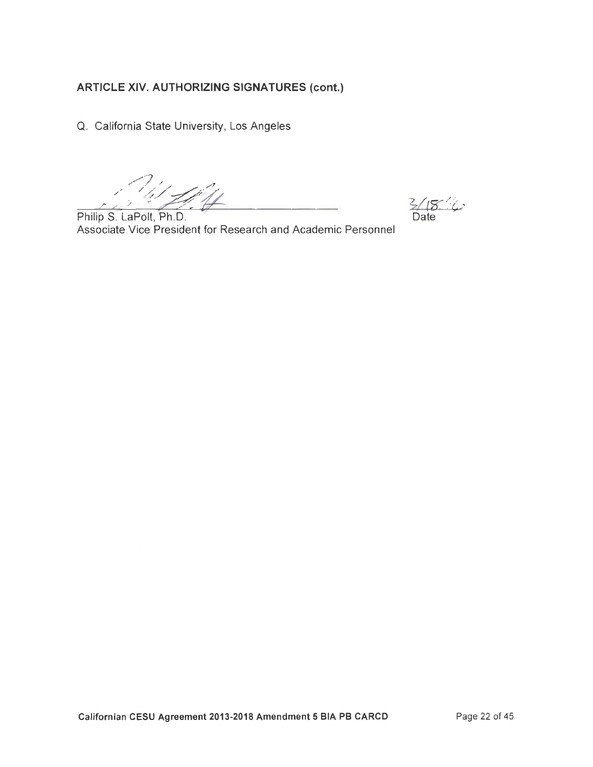**ARTICLE XIV. AUTHORIZING SIGNATURES (cont.)**

Q. California State University, Los Angeles

Philip S. LaPolt, Ph.D.
Associate Vice President for Research and Academic Personnel

3/18/16
Date

Californian CESU Agreement 2013-2018 Amendment 5 BIA PB CARCD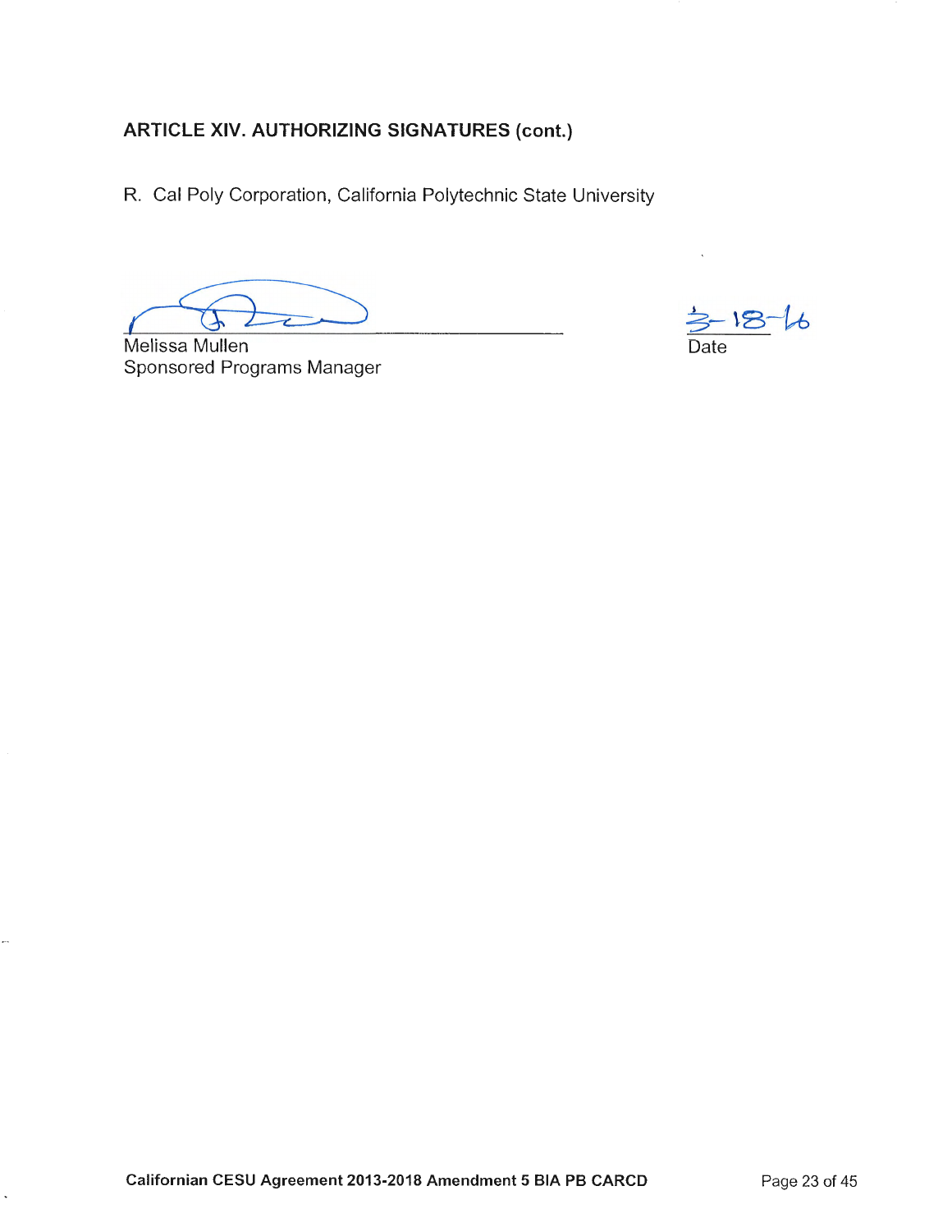## ARTICLE XIV. AUTHORIZING SIGNATURES (cont.)

R. Cal Poly Corporation, California Polytechnic State University

Melissa Mullen
Sponsored Programs Manager

3-18-16
Date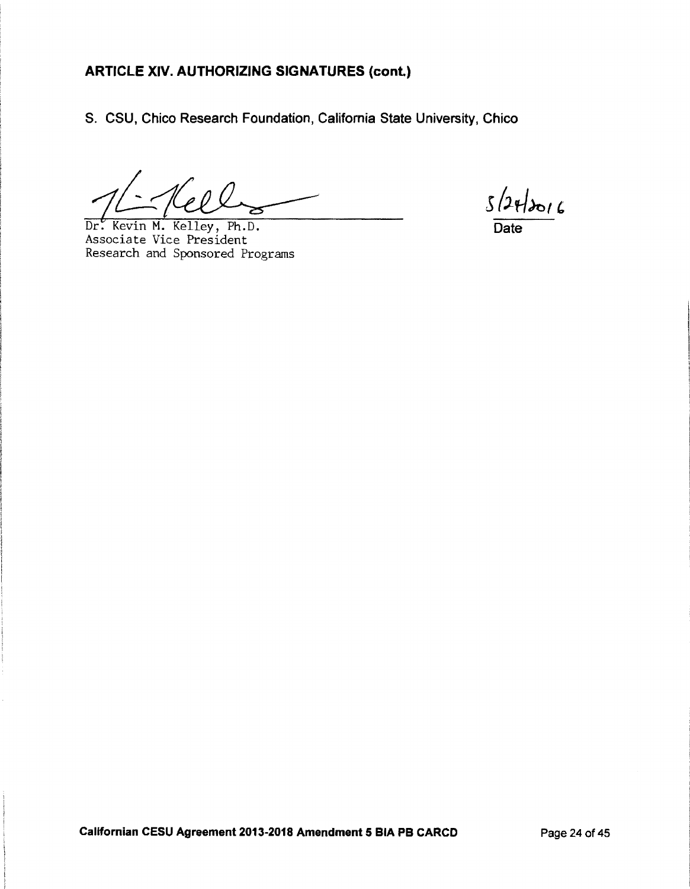## ARTICLE XIV. AUTHORIZING SIGNATURES (cont.)

S. CSU, Chico Research Foundation, California State University, Chico

Dr. Kevin M. Kelley, Ph.D.
Associate Vice President
Research and Sponsored Programs

5/24/2016
Date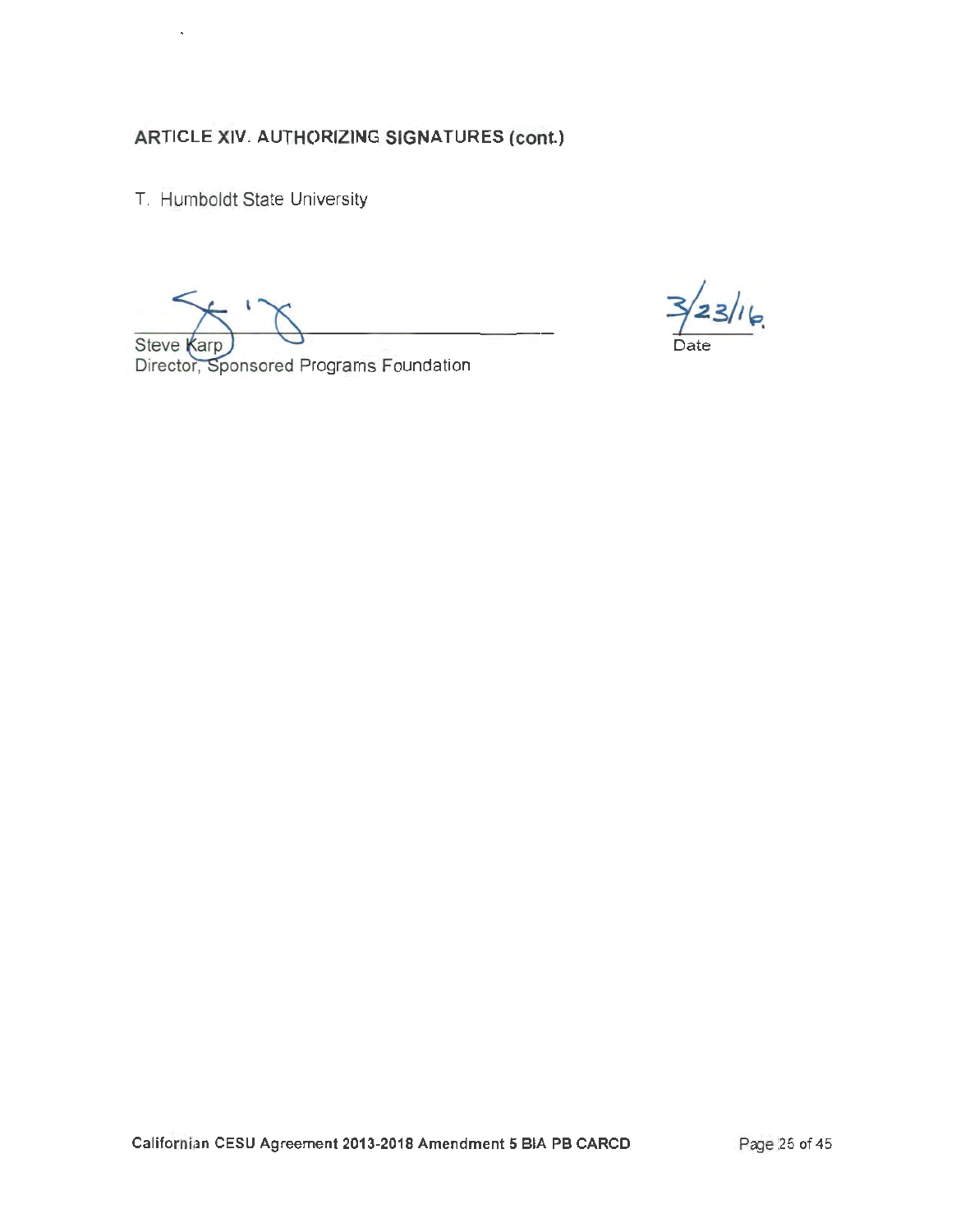## ARTICLE XIV. AUTHORIZING SIGNATURES (cont.)

T. Humboldt State University

Steve Karp
Director, Sponsored Programs Foundation

3/23/16
Date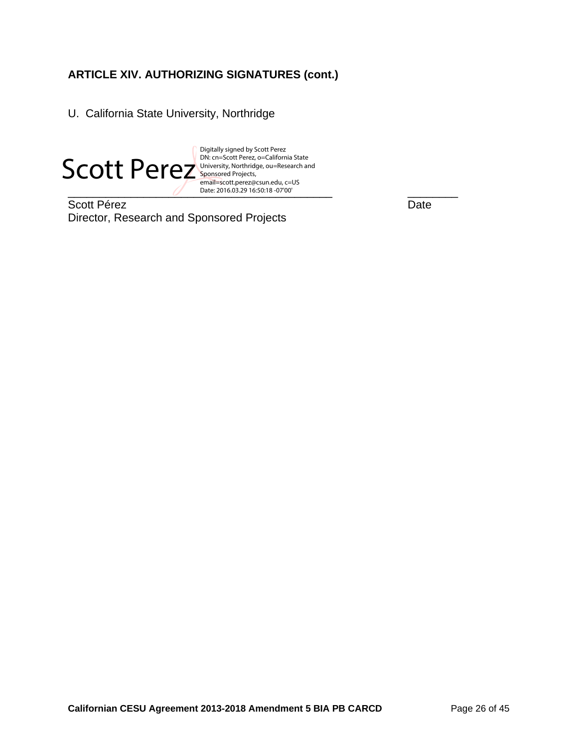**ARTICLE XIV. AUTHORIZING SIGNATURES (cont.)**

U. California State University, Northridge

Scott Perez

Digitally signed by Scott Perez
DN: cn=Scott Perez, o=California State University, Northridge, ou=Research and Sponsored Projects, email=scott.perez@csun.edu, c=US
Date: 2016.03.29 16:50:18 -07'00'

_______________________________________________ ________

Scott Pérez Date
Director, Research and Sponsored Projects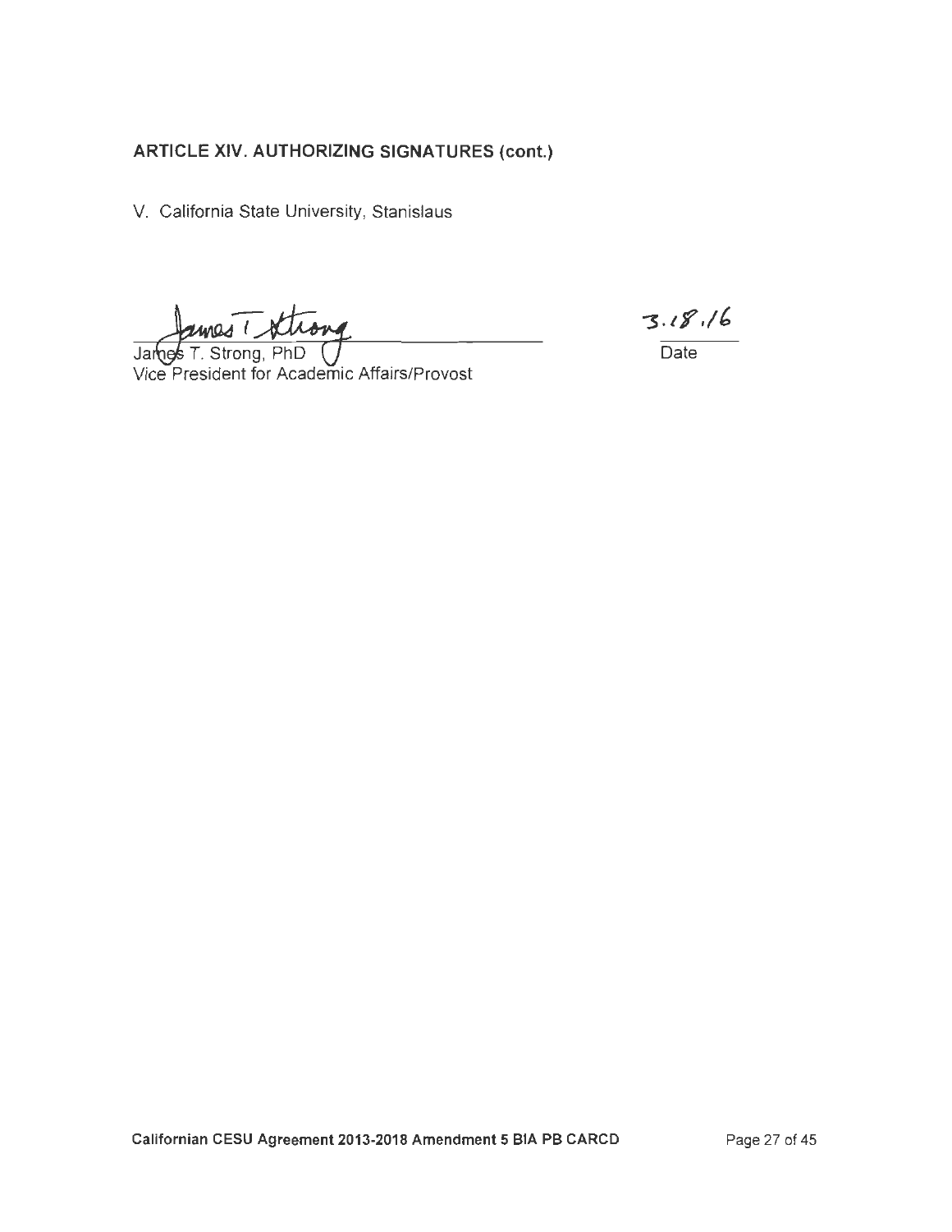**ARTICLE XIV. AUTHORIZING SIGNATURES (cont.)**

V. California State University, Stanislaus

James T. Strong, PHD
Vice President for Academic Affairs/Provost

3.18.16
Date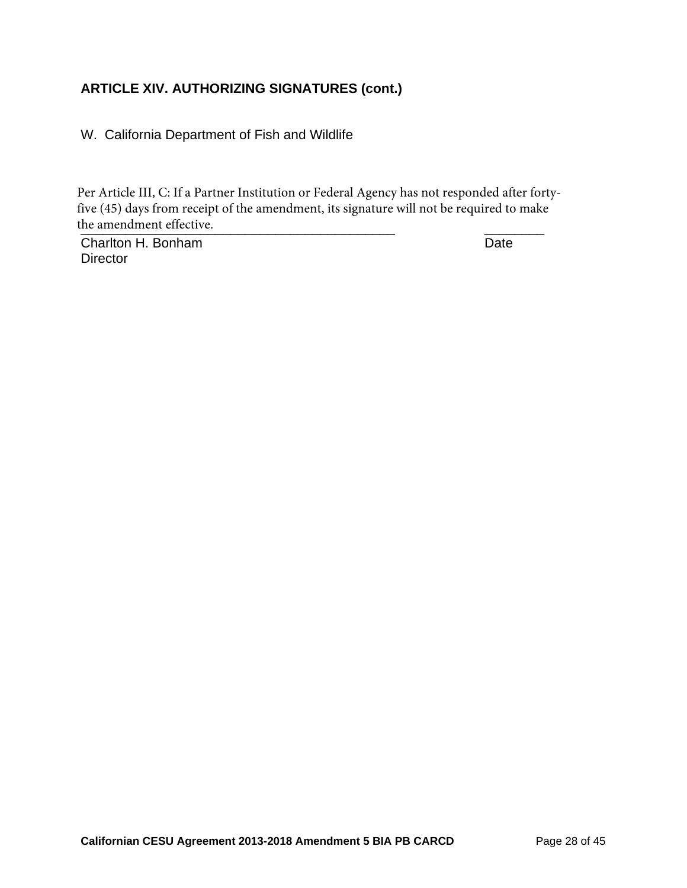**ARTICLE XIV. AUTHORIZING SIGNATURES (cont.)**

W. California Department of Fish and Wildlife

Per Article III, C: If a Partner Institution or Federal Agency has not responded after forty-five (45) days from receipt of the amendment, its signature will not be required to make the amendment effective.

______________________________________________ ________

Charlton H. Bonham Date

Director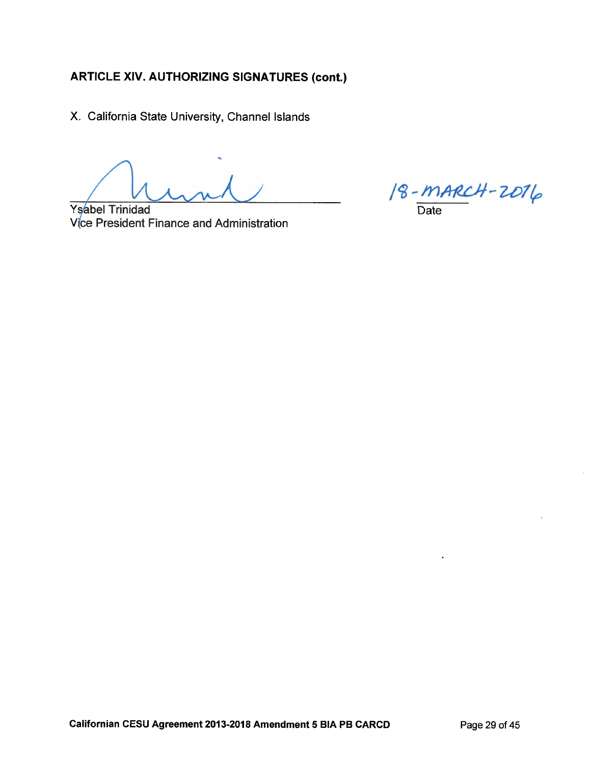## ARTICLE XIV. AUTHORIZING SIGNATURES (cont.)

X. California State University, Channel Islands

Ysabel Trinidad
Vice President Finance and Administration

18-MARCH-2016
Date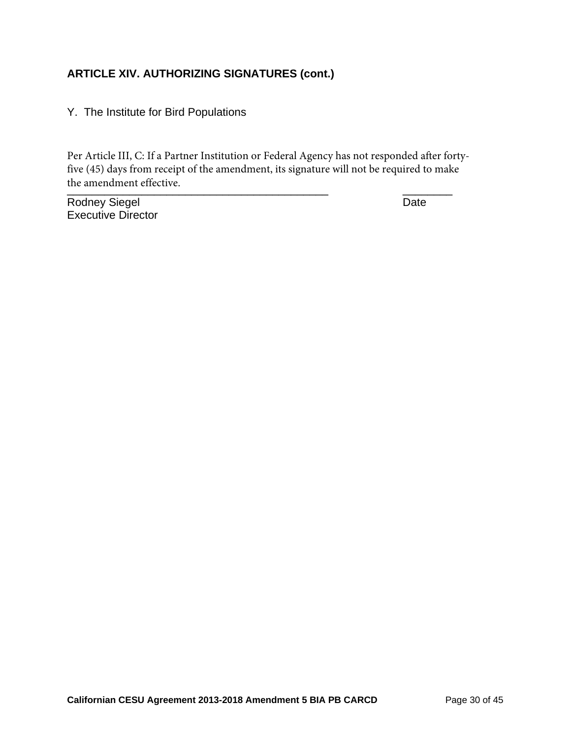## ARTICLE XIV. AUTHORIZING SIGNATURES (cont.)

Y. The Institute for Bird Populations

Per Article III, C: If a Partner Institution or Federal Agency has not responded after forty-five (45) days from receipt of the amendment, its signature will not be required to make the amendment effective.

\_\_\_\_\_\_\_\_\_\_\_\_\_\_\_\_\_\_\_\_\_\_\_\_\_\_\_\_\_\_\_\_\_\_\_\_\_\_\_\_\_\_\_\_ \_\_\_\_\_\_\_\_\_

Rodney Siegel — Date

Executive Director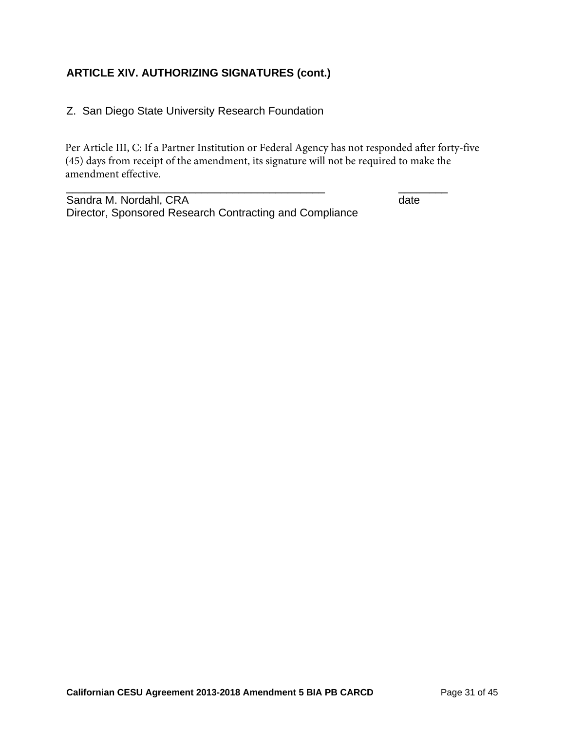## ARTICLE XIV. AUTHORIZING SIGNATURES (cont.)

Z. San Diego State University Research Foundation

Per Article III, C: If a Partner Institution or Federal Agency has not responded after forty-five (45) days from receipt of the amendment, its signature will not be required to make the amendment effective.

_______________________________________________ ________

Sandra M. Nordahl, CRA date

Director, Sponsored Research Contracting and Compliance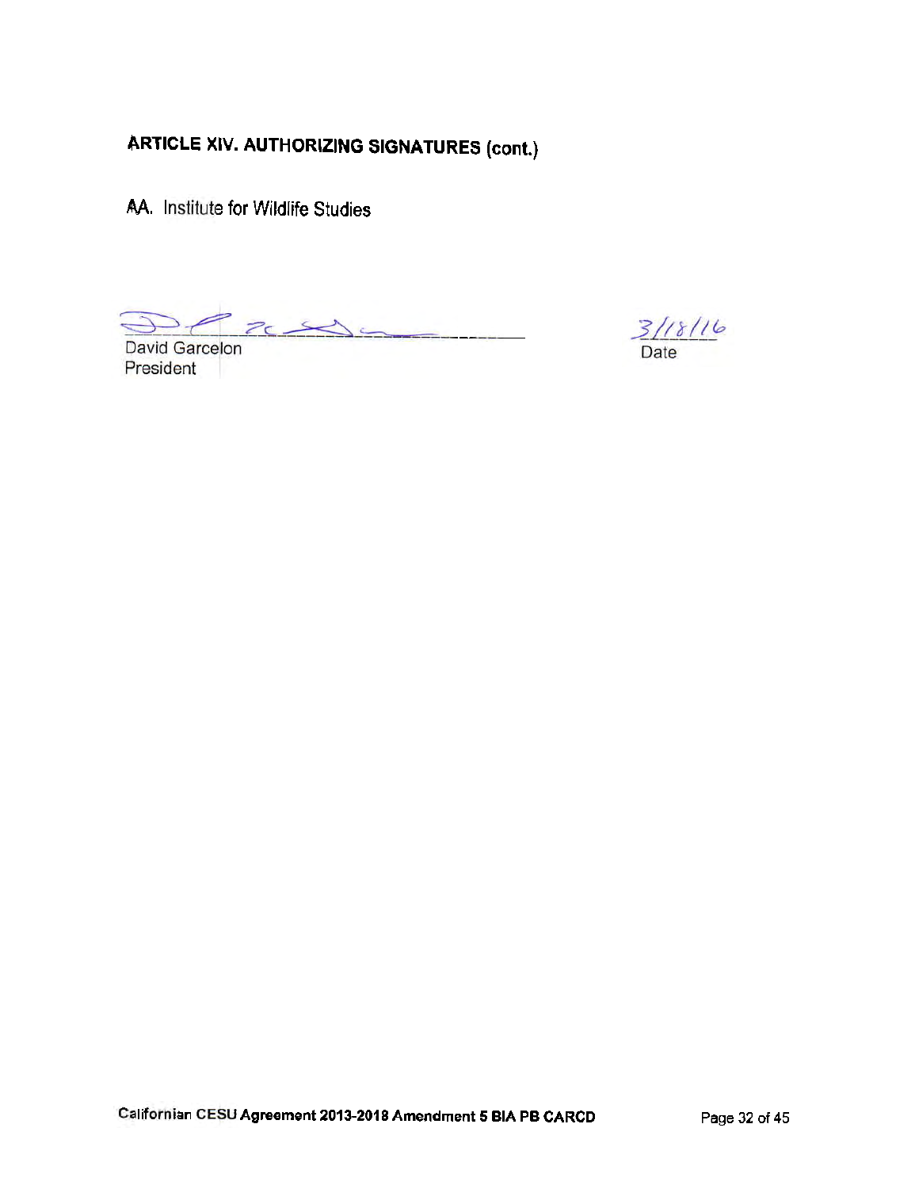**ARTICLE XIV. AUTHORIZING SIGNATURES (cont.)**

AA. Institute for Wildlife Studies

David Garcelon
President

3/18/16
Date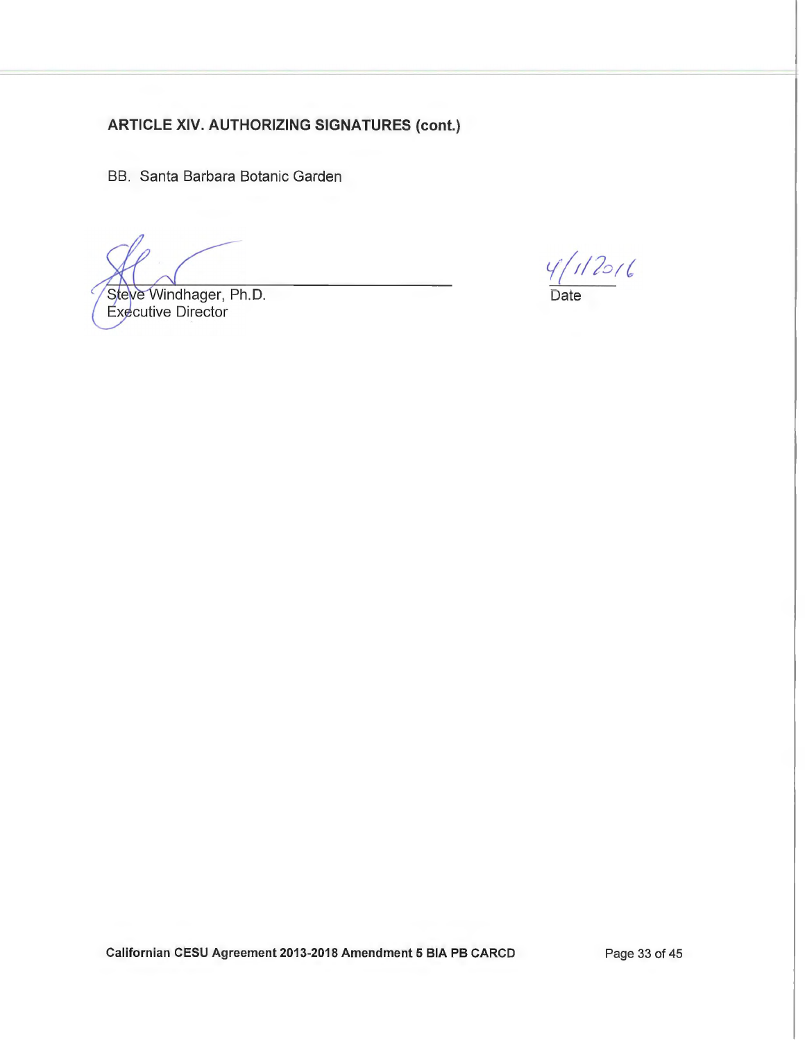**ARTICLE XIV. AUTHORIZING SIGNATURES (cont.)**

BB. Santa Barbara Botanic Garden

Steve Windhager, Ph.D.
Executive Director

4/1/2016
Date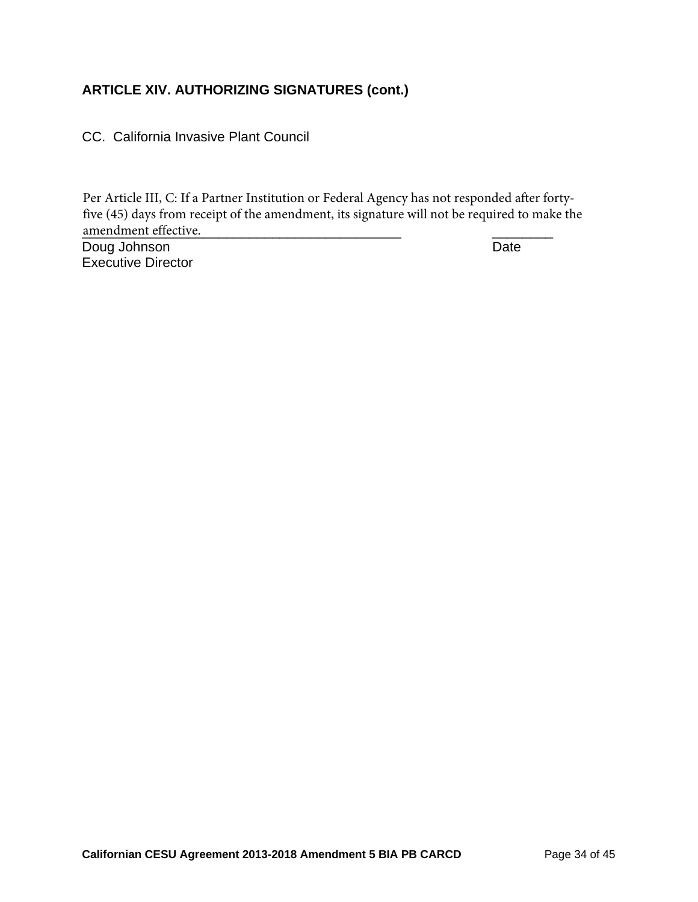### ARTICLE XIV. AUTHORIZING SIGNATURES (cont.)

CC. California Invasive Plant Council

Per Article III, C: If a Partner Institution or Federal Agency has not responded after forty-five (45) days from receipt of the amendment, its signature will not be required to make the amendment effective.

Doug Johnson  
Executive Director

Date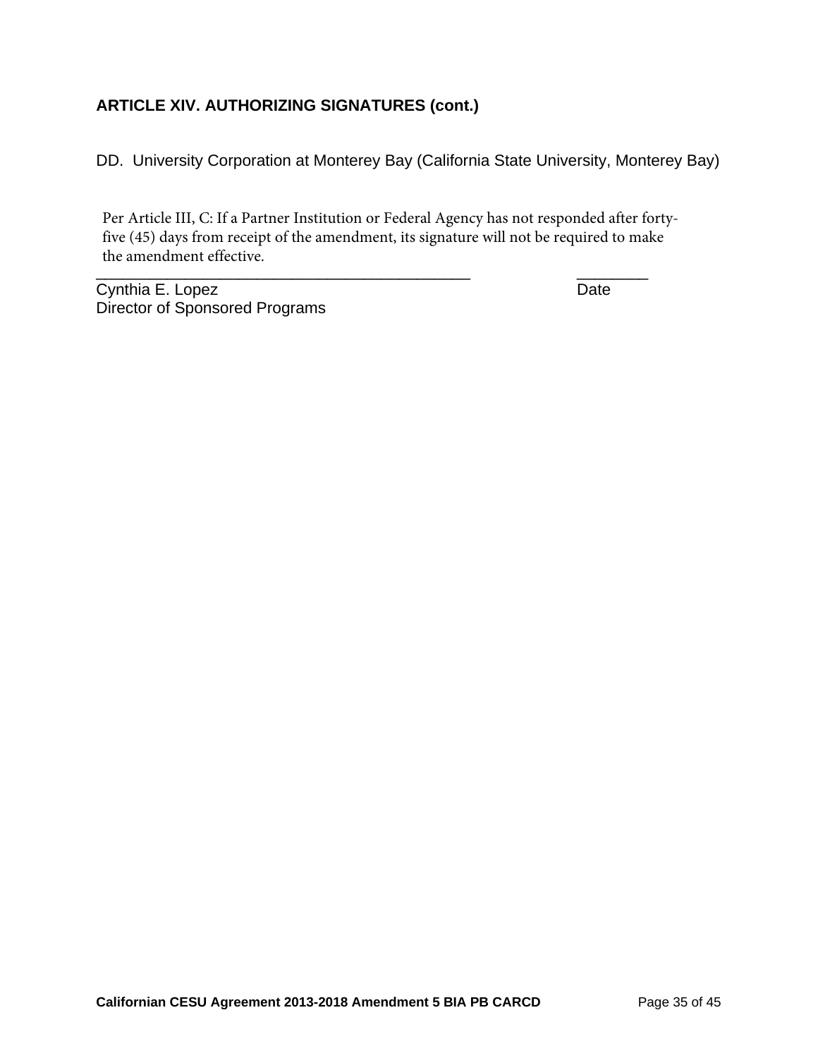### ARTICLE XIV. AUTHORIZING SIGNATURES (cont.)

DD. University Corporation at Monterey Bay (California State University, Monterey Bay)

Per Article III, C: If a Partner Institution or Federal Agency has not responded after forty-five (45) days from receipt of the amendment, its signature will not be required to make the amendment effective.

\_\_\_\_\_\_\_\_\_\_\_\_\_\_\_\_\_\_\_\_\_\_\_\_\_\_\_\_\_\_\_\_\_\_\_\_\_\_\_\_\_\_\_\_ \_\_\_\_\_\_\_\_

Cynthia E. Lopez Date

Director of Sponsored Programs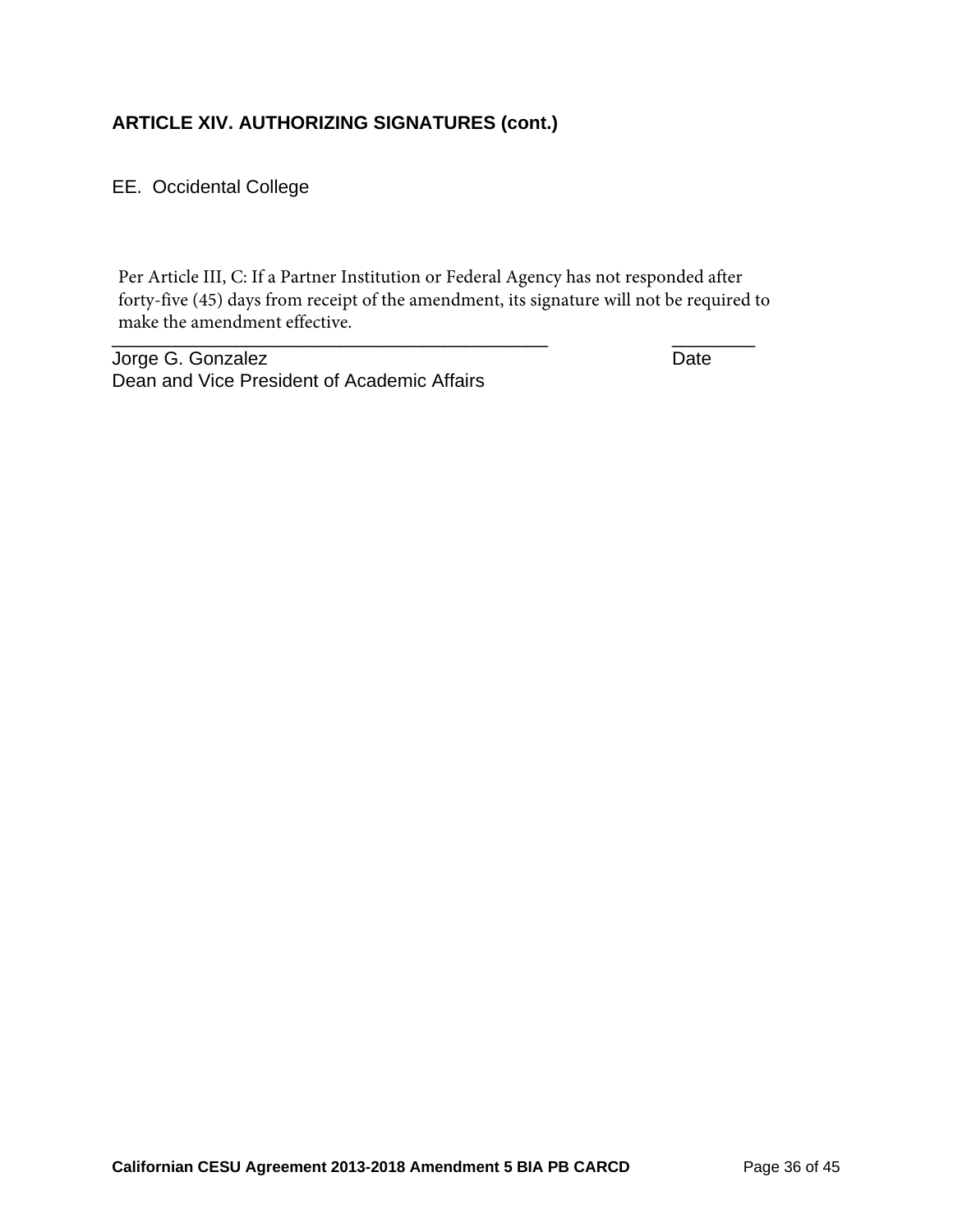## ARTICLE XIV. AUTHORIZING SIGNATURES (cont.)

EE. Occidental College

Per Article III, C: If a Partner Institution or Federal Agency has not responded after forty-five (45) days from receipt of the amendment, its signature will not be required to make the amendment effective.

_______________________________________________ _________

Jorge G. Gonzalez Date

Dean and Vice President of Academic Affairs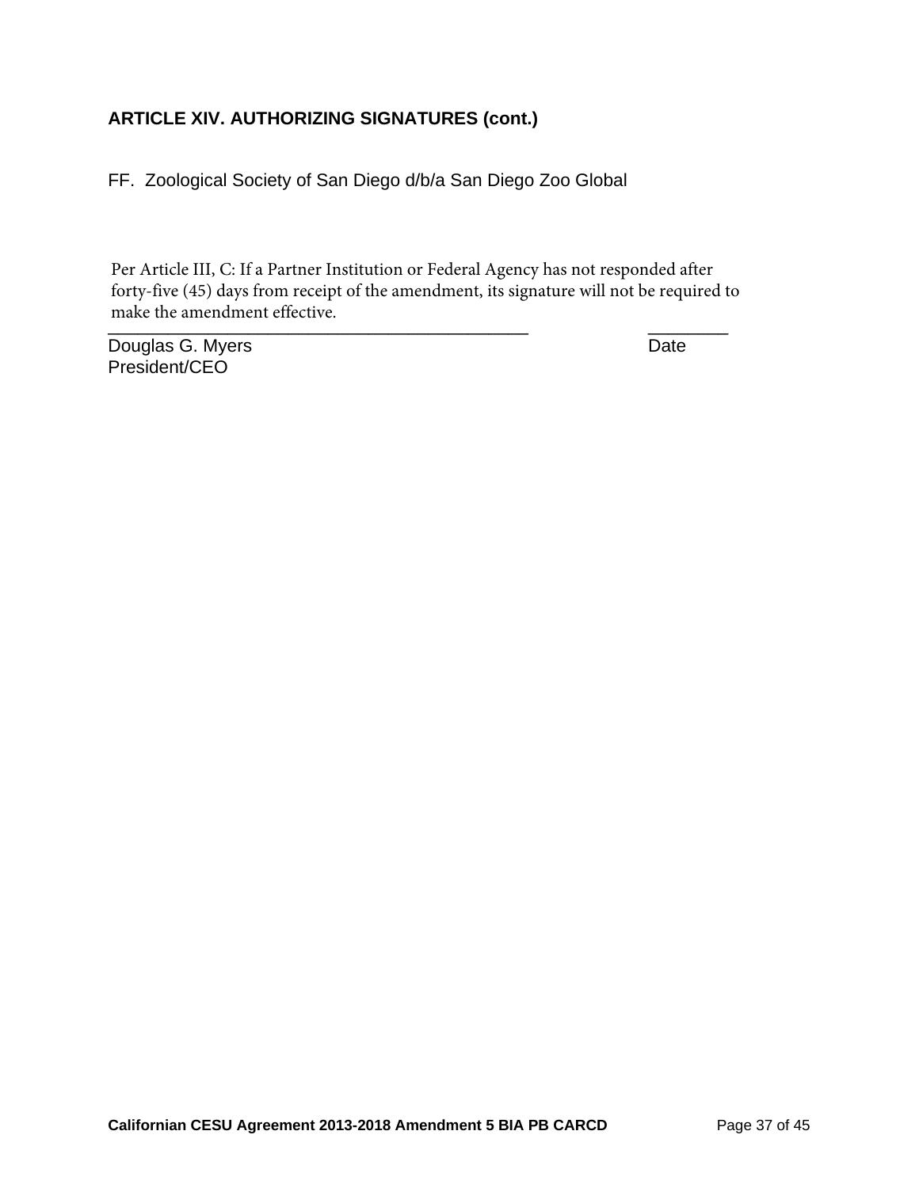### ARTICLE XIV. AUTHORIZING SIGNATURES (cont.)

FF. Zoological Society of San Diego d/b/a San Diego Zoo Global

Per Article III, C: If a Partner Institution or Federal Agency has not responded after forty-five (45) days from receipt of the amendment, its signature will not be required to make the amendment effective.

_______________________________________________ ____________

Douglas G. Myers Date

President/CEO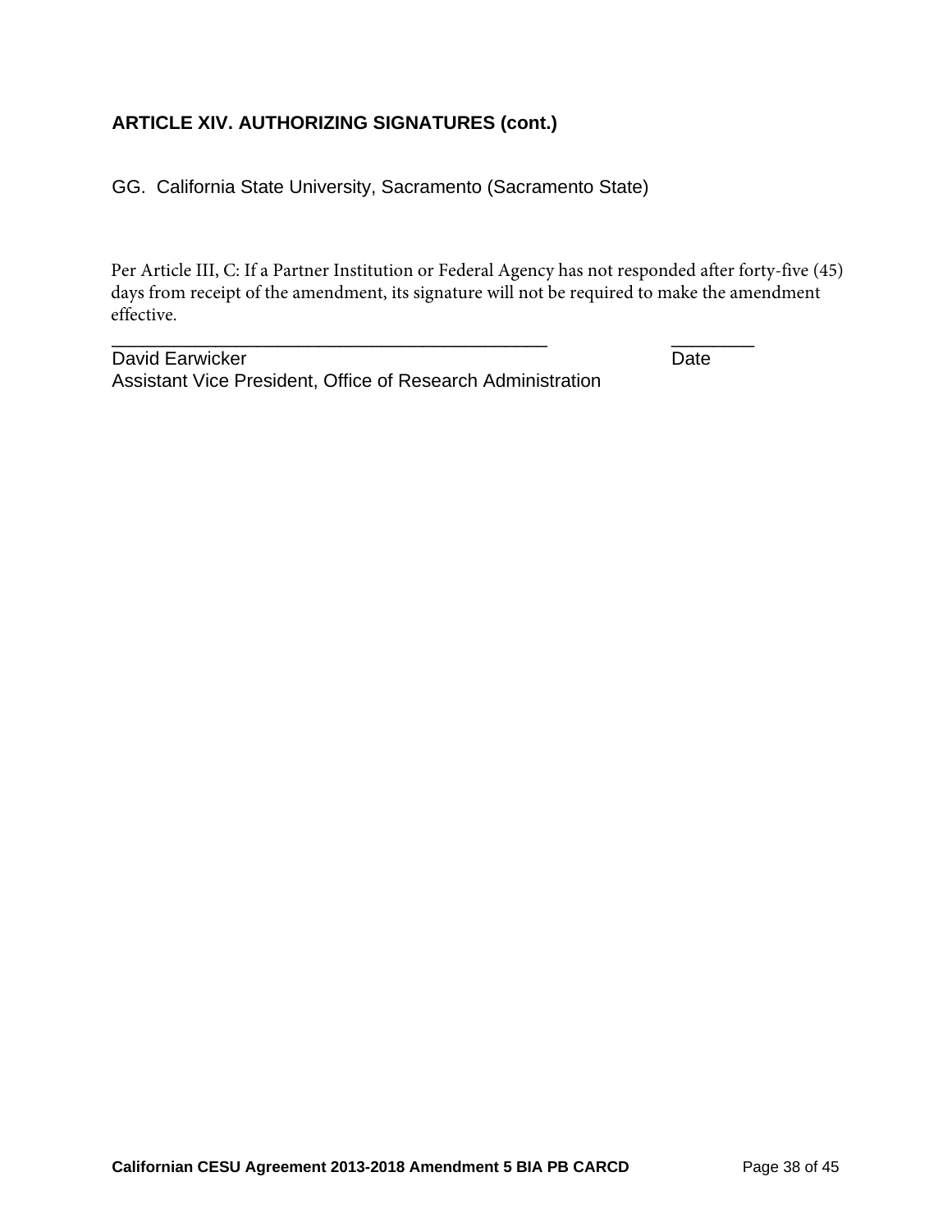### ARTICLE XIV. AUTHORIZING SIGNATURES (cont.)

GG. California State University, Sacramento (Sacramento State)

Per Article III, C: If a Partner Institution or Federal Agency has not responded after forty-five (45) days from receipt of the amendment, its signature will not be required to make the amendment effective.

\_\_\_\_\_\_\_\_\_\_\_\_\_\_\_\_\_\_\_\_\_\_\_\_\_\_\_\_\_\_\_\_\_\_\_\_\_\_\_\_\_\_\_\_ \_\_\_\_\_\_\_\_\_

David Earwicker — Date

Assistant Vice President, Office of Research Administration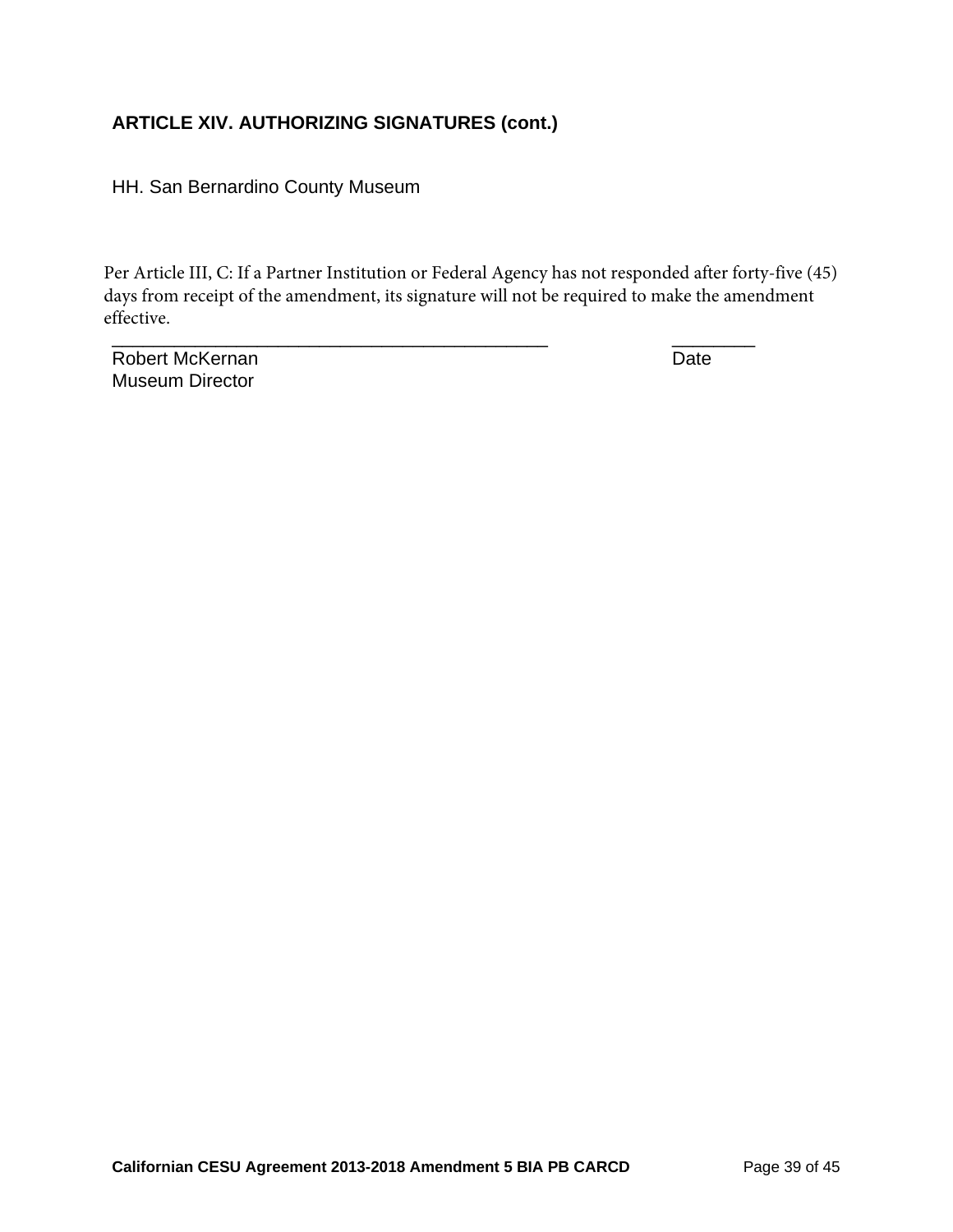### ARTICLE XIV. AUTHORIZING SIGNATURES (cont.)

HH. San Bernardino County Museum

Per Article III, C: If a Partner Institution or Federal Agency has not responded after forty-five (45) days from receipt of the amendment, its signature will not be required to make the amendment effective.

_____________________________________________ ________

Robert McKernan Date

Museum Director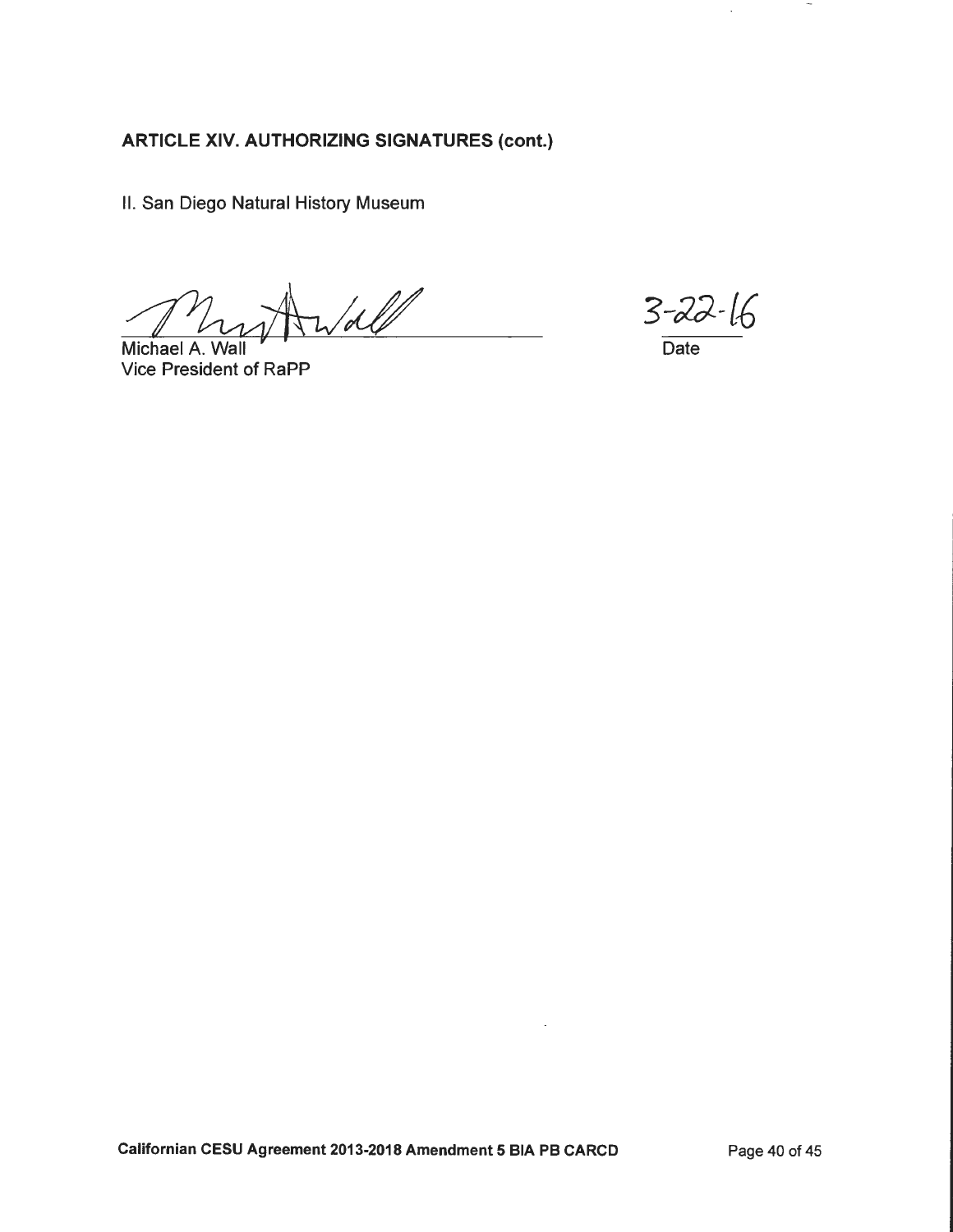**ARTICLE XIV. AUTHORIZING SIGNATURES (cont.)**

II. San Diego Natural History Museum

Michael A. Wall
Vice President of RaPP

3-22-16
Date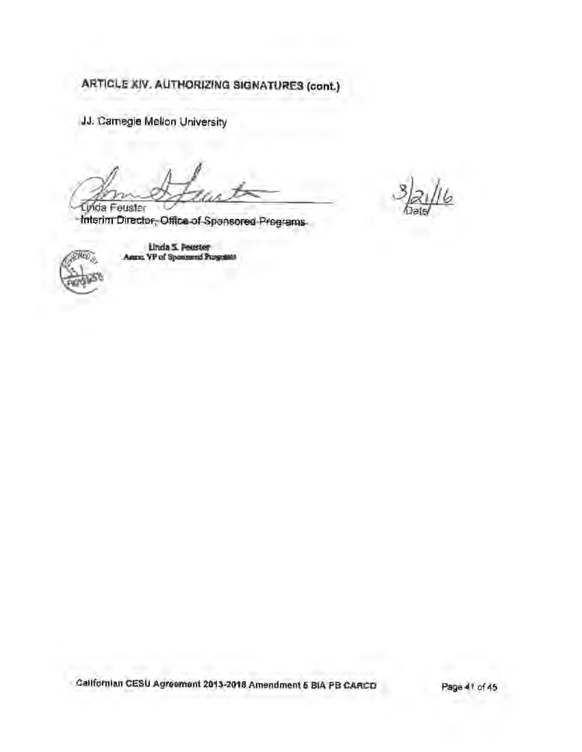## ARTICLE XIV. AUTHORIZING SIGNATURES (cont.)

JJ. Carnegie Mellon University

Linda Feuster
~~Interim Director, Office of Sponsored Programs~~

Linda S. Feuster
Assoc. VP of Sponsored Programs

3/21/16
Date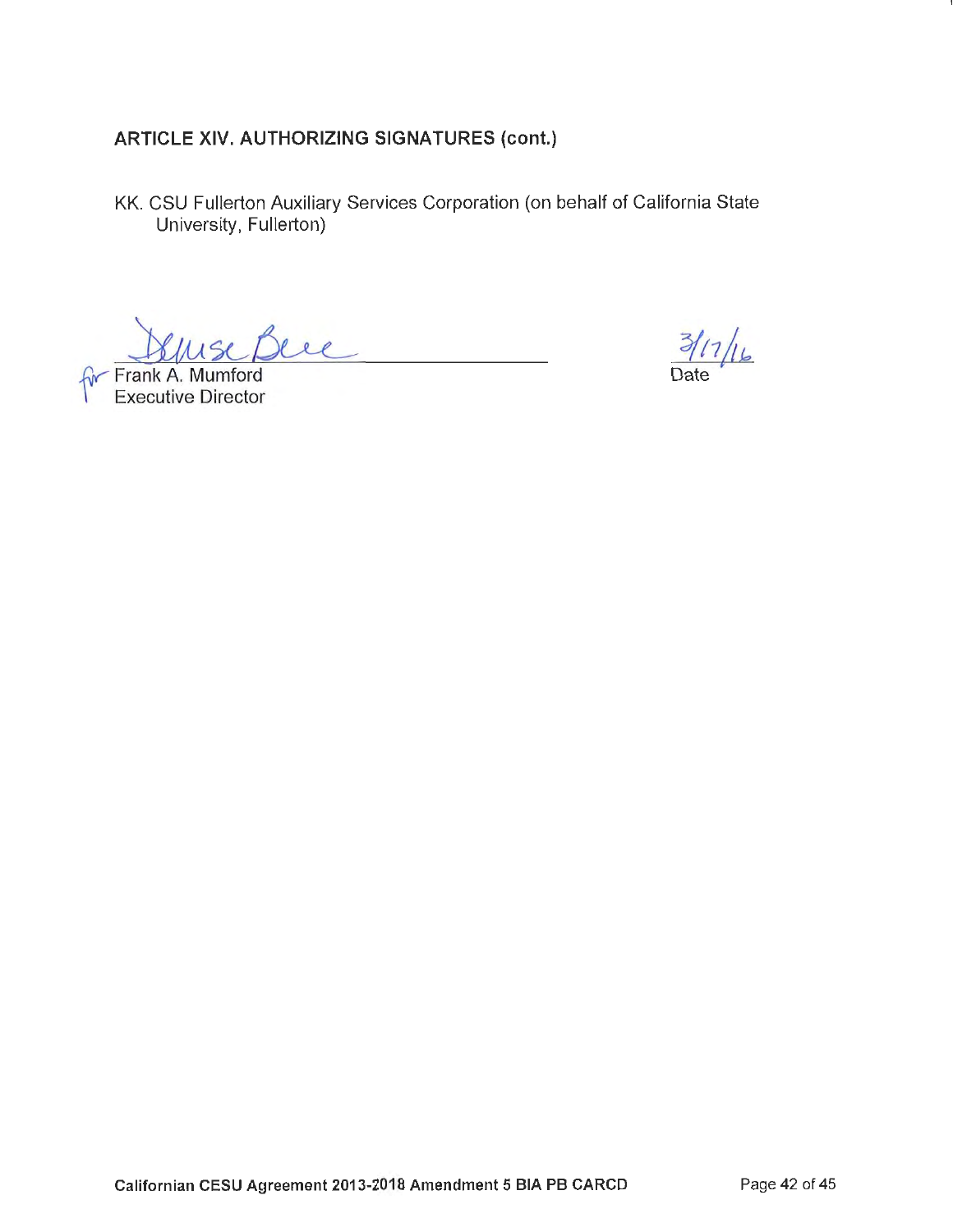## ARTICLE XIV. AUTHORIZING SIGNATURES (cont.)

KK. CSU Fullerton Auxiliary Services Corporation (on behalf of California State University, Fullerton)

for Frank A. Mumford
Executive Director

3/17/16
Date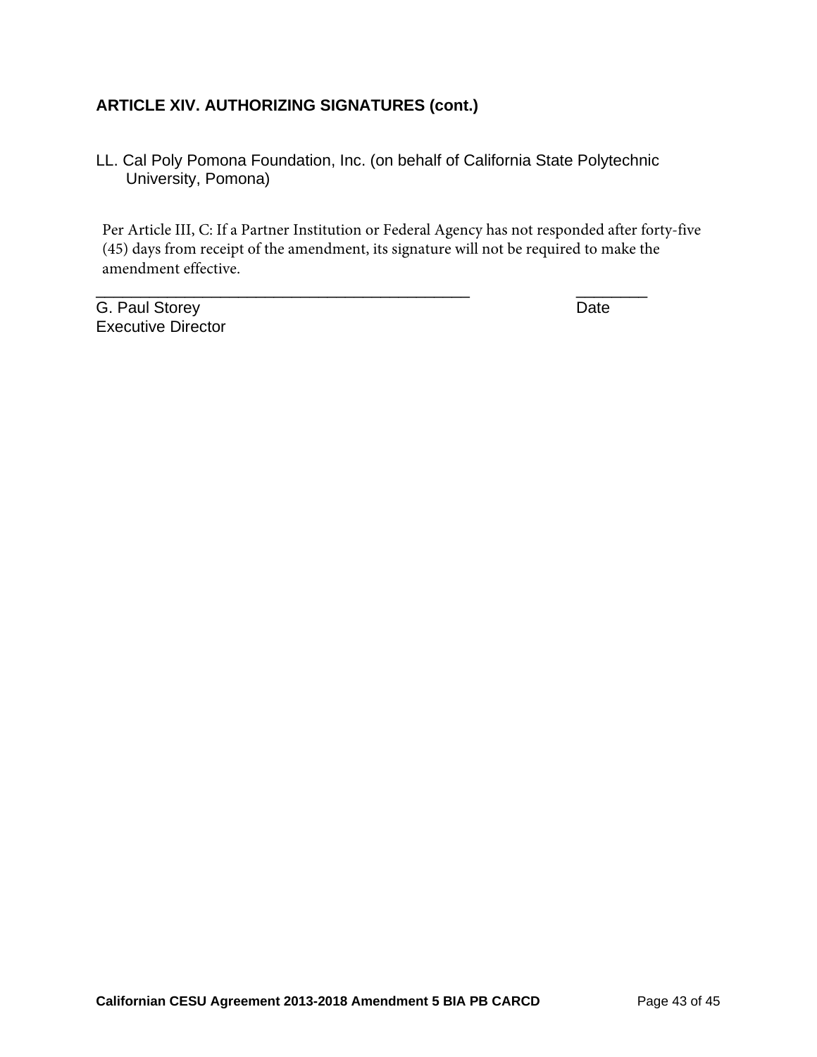### ARTICLE XIV. AUTHORIZING SIGNATURES (cont.)

LL. Cal Poly Pomona Foundation, Inc. (on behalf of California State Polytechnic University, Pomona)

Per Article III, C: If a Partner Institution or Federal Agency has not responded after forty-five (45) days from receipt of the amendment, its signature will not be required to make the amendment effective.

_____________________________________________ ________

G. Paul Storey Date

Executive Director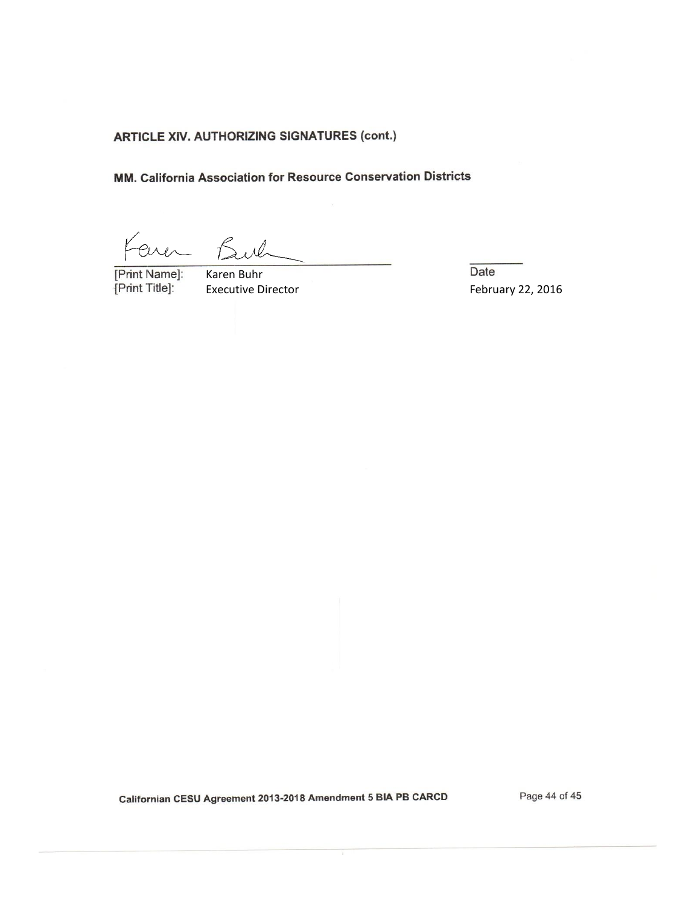## ARTICLE XIV. AUTHORIZING SIGNATURES (cont.)

### MM. California Association for Resource Conservation Districts

[Print Name]: Karen Buhr
[Print Title]: Executive Director

Date
February 22, 2016

Californian CESU Agreement 2013-2018 Amendment 5 BIA PB CARCD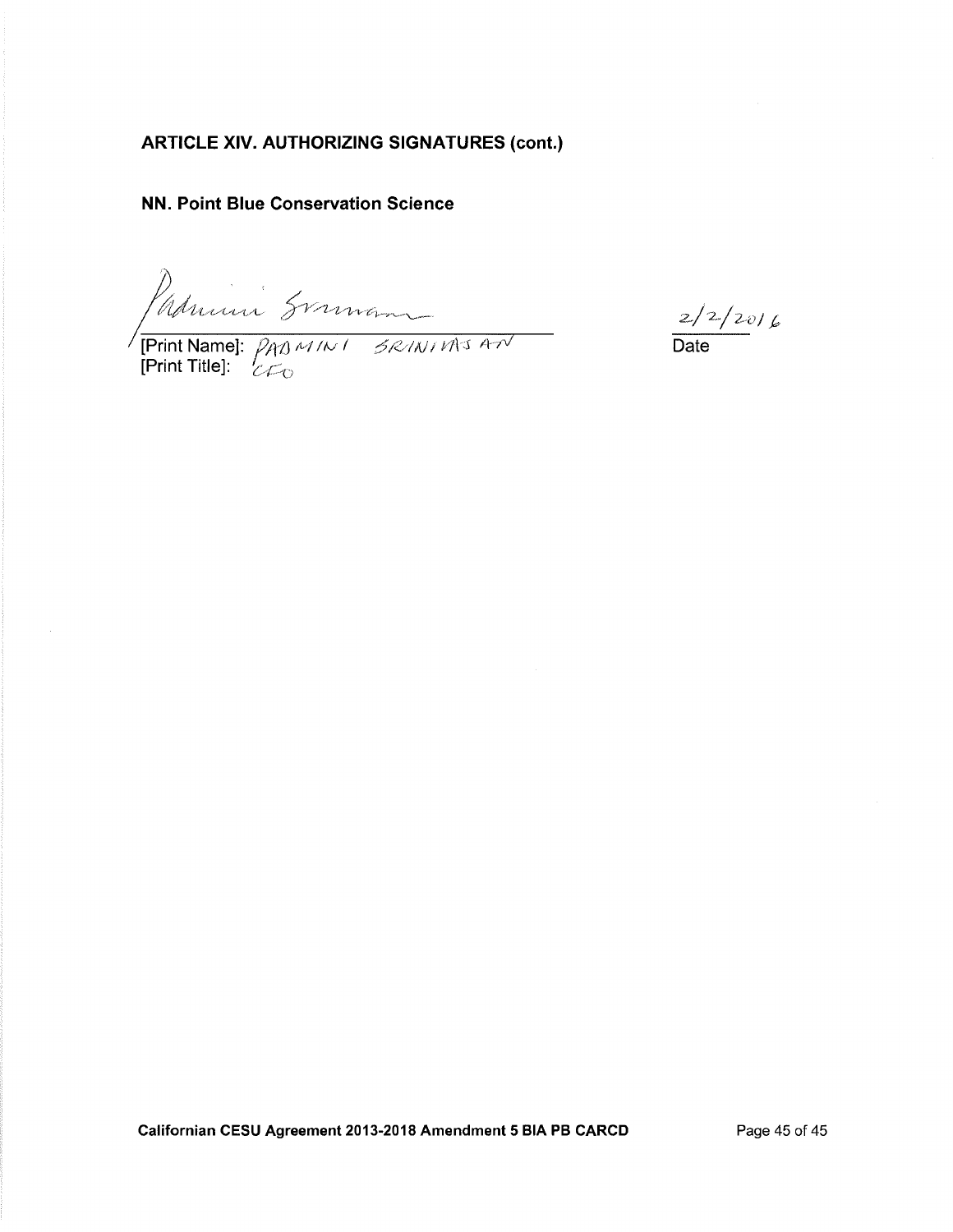## ARTICLE XIV. AUTHORIZING SIGNATURES (cont.)

### NN. Point Blue Conservation Science

Padmini Srinivasan 2/2/2016

[Print Name]: PADMINI SRINIVASAN
[Print Title]: CEO

Date